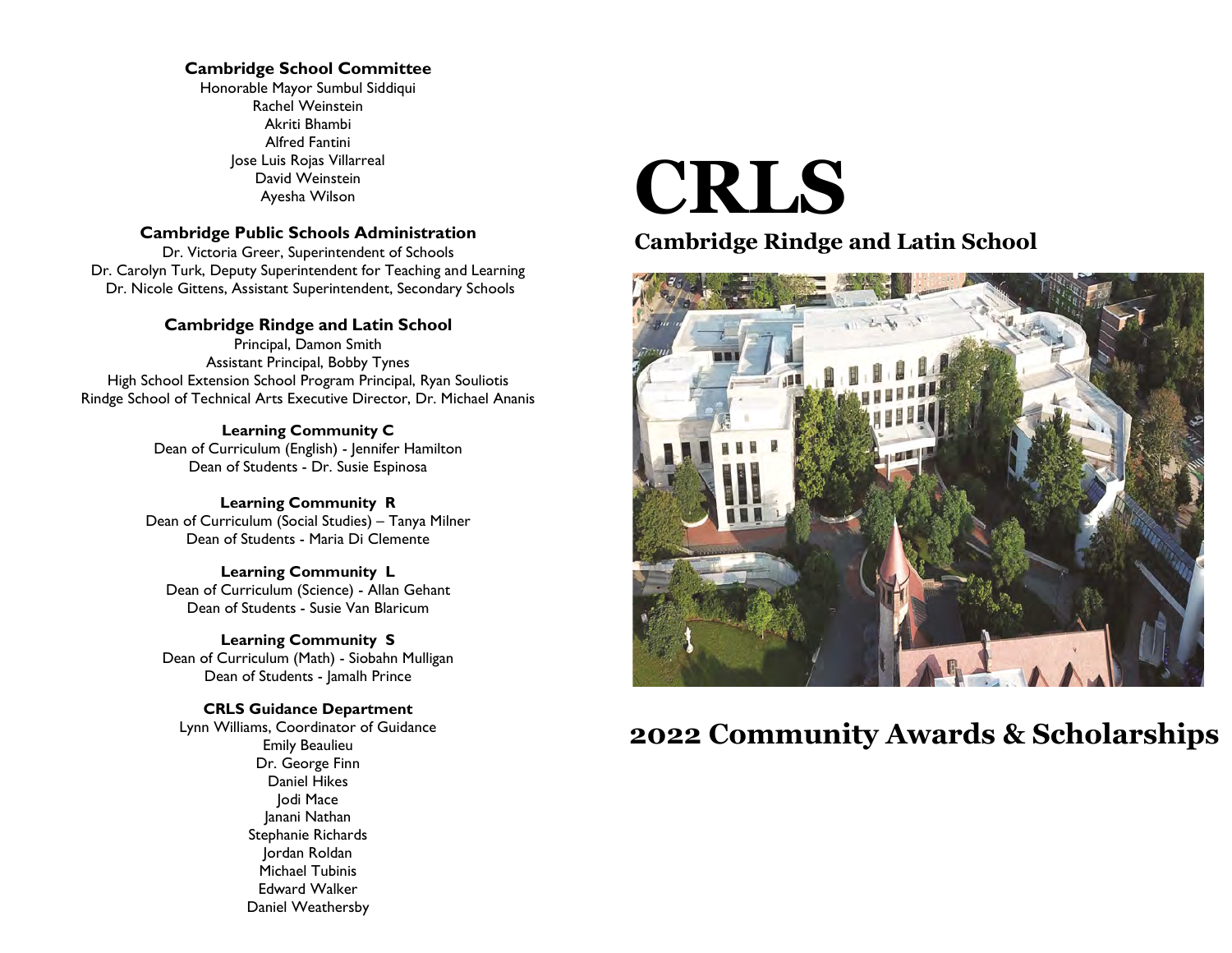**Cambridge School Committee**

Honorable Mayor Sumbul Siddiqui
Rachel Weinstein
Akriti Bhambi
Alfred Fantini
Jose Luis Rojas Villarreal
David Weinstein
Ayesha Wilson

**Cambridge Public Schools Administration**

Dr. Victoria Greer, Superintendent of Schools
Dr. Carolyn Turk, Deputy Superintendent for Teaching and Learning
Dr. Nicole Gittens, Assistant Superintendent, Secondary Schools

**Cambridge Rindge and Latin School**

Principal, Damon Smith
Assistant Principal, Bobby Tynes
High School Extension School Program Principal, Ryan Souliotis
Rindge School of Technical Arts Executive Director, Dr. Michael Ananis

**Learning Community C**

Dean of Curriculum (English) - Jennifer Hamilton
Dean of Students - Dr. Susie Espinosa

**Learning Community R**

Dean of Curriculum (Social Studies) – Tanya Milner
Dean of Students - Maria Di Clemente

**Learning Community L**

Dean of Curriculum (Science) - Allan Gehant
Dean of Students - Susie Van Blaricum

**Learning Community S**

Dean of Curriculum (Math) - Siobahn Mulligan
Dean of Students - Jamalh Prince

**CRLS Guidance Department**

Lynn Williams, Coordinator of Guidance
Emily Beaulieu
Dr. George Finn
Daniel Hikes
Jodi Mace
Janani Nathan
Stephanie Richards
Jordan Roldan
Michael Tubinis
Edward Walker
Daniel Weathersby

# CRLS

## Cambridge Rindge and Latin School

## 2022 Community Awards & Scholarships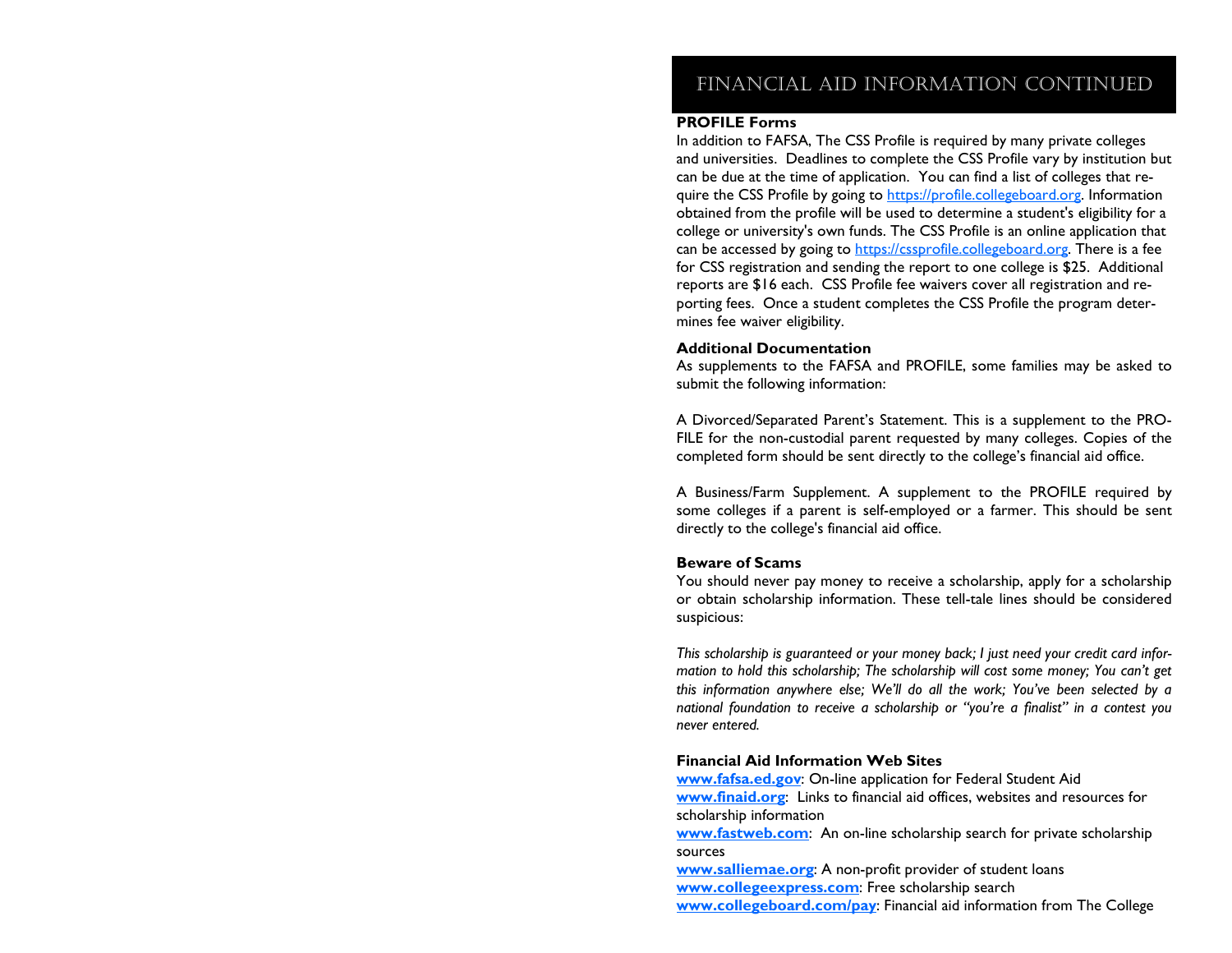# FINANCIAL AID INFORMATION CONTINUED

**PROFILE Forms**

In addition to FAFSA, The CSS Profile is required by many private colleges and universities. Deadlines to complete the CSS Profile vary by institution but can be due at the time of application. You can find a list of colleges that require the CSS Profile by going to https://profile.collegeboard.org. Information obtained from the profile will be used to determine a student's eligibility for a college or university's own funds. The CSS Profile is an online application that can be accessed by going to https://cssprofile.collegeboard.org. There is a fee for CSS registration and sending the report to one college is $25. Additional reports are $16 each. CSS Profile fee waivers cover all registration and reporting fees. Once a student completes the CSS Profile the program determines fee waiver eligibility.

**Additional Documentation**

As supplements to the FAFSA and PROFILE, some families may be asked to submit the following information:

A Divorced/Separated Parent's Statement. This is a supplement to the PROFILE for the non-custodial parent requested by many colleges. Copies of the completed form should be sent directly to the college's financial aid office.

A Business/Farm Supplement. A supplement to the PROFILE required by some colleges if a parent is self-employed or a farmer. This should be sent directly to the college's financial aid office.

**Beware of Scams**

You should never pay money to receive a scholarship, apply for a scholarship or obtain scholarship information. These tell-tale lines should be considered suspicious:

*This scholarship is guaranteed or your money back; I just need your credit card information to hold this scholarship; The scholarship will cost some money; You can't get this information anywhere else; We'll do all the work; You've been selected by a national foundation to receive a scholarship or "you're a finalist" in a contest you never entered.*

**Financial Aid Information Web Sites**

**www.fafsa.ed.gov**: On-line application for Federal Student Aid
**www.finaid.org**: Links to financial aid offices, websites and resources for scholarship information
**www.fastweb.com**: An on-line scholarship search for private scholarship sources
**www.salliemae.org**: A non-profit provider of student loans
**www.collegeexpress.com**: Free scholarship search
**www.collegeboard.com/pay**: Financial aid information from The College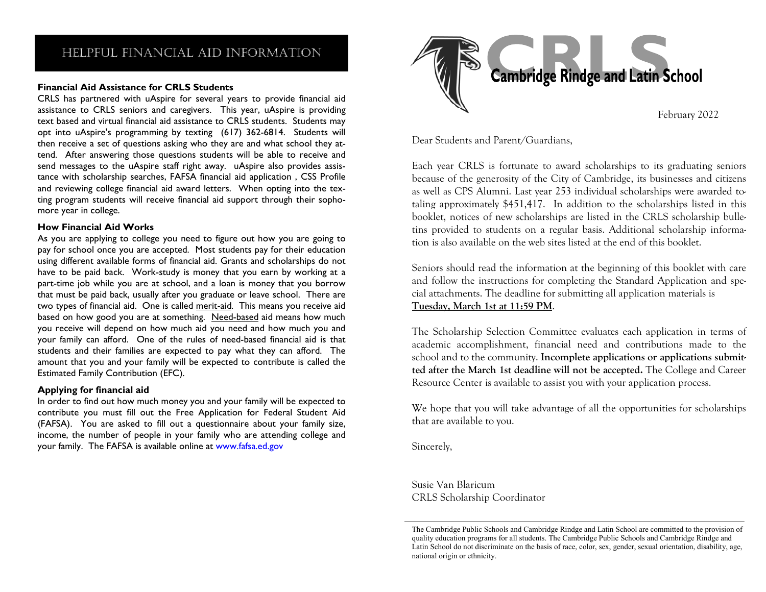# HELPFUL FINANCIAL AID INFORMATION

**Financial Aid Assistance for CRLS Students**

CRLS has partnered with uAspire for several years to provide financial aid assistance to CRLS seniors and caregivers. This year, uAspire is providing text based and virtual financial aid assistance to CRLS students. Students may opt into uAspire's programming by texting (617) 362-6814. Students will then receive a set of questions asking who they are and what school they attend. After answering those questions students will be able to receive and send messages to the uAspire staff right away. uAspire also provides assistance with scholarship searches, FAFSA financial aid application , CSS Profile and reviewing college financial aid award letters. When opting into the texting program students will receive financial aid support through their sophomore year in college.

**How Financial Aid Works**

As you are applying to college you need to figure out how you are going to pay for school once you are accepted. Most students pay for their education using different available forms of financial aid. Grants and scholarships do not have to be paid back. Work-study is money that you earn by working at a part-time job while you are at school, and a loan is money that you borrow that must be paid back, usually after you graduate or leave school. There are two types of financial aid. One is called merit-aid. This means you receive aid based on how good you are at something. Need-based aid means how much you receive will depend on how much aid you need and how much you and your family can afford. One of the rules of need-based financial aid is that students and their families are expected to pay what they can afford. The amount that you and your family will be expected to contribute is called the Estimated Family Contribution (EFC).

**Applying for financial aid**

In order to find out how much money you and your family will be expected to contribute you must fill out the Free Application for Federal Student Aid (FAFSA). You are asked to fill out a questionnaire about your family size, income, the number of people in your family who are attending college and your family. The FAFSA is available online at www.fafsa.ed.gov

CRLS
Cambridge Rindge and Latin School

February 2022

Dear Students and Parent/Guardians,

Each year CRLS is fortunate to award scholarships to its graduating seniors because of the generosity of the City of Cambridge, its businesses and citizens as well as CPS Alumni. Last year 253 individual scholarships were awarded totaling approximately $451,417. In addition to the scholarships listed in this booklet, notices of new scholarships are listed in the CRLS scholarship bulletins provided to students on a regular basis. Additional scholarship information is also available on the web sites listed at the end of this booklet.

Seniors should read the information at the beginning of this booklet with care and follow the instructions for completing the Standard Application and special attachments. The deadline for submitting all application materials is **Tuesday, March 1st at 11:59 PM**.

The Scholarship Selection Committee evaluates each application in terms of academic accomplishment, financial need and contributions made to the school and to the community. **Incomplete applications or applications submitted after the March 1st deadline will not be accepted.** The College and Career Resource Center is available to assist you with your application process.

We hope that you will take advantage of all the opportunities for scholarships that are available to you.

Sincerely,

Susie Van Blaricum
CRLS Scholarship Coordinator

The Cambridge Public Schools and Cambridge Rindge and Latin School are committed to the provision of quality education programs for all students. The Cambridge Public Schools and Cambridge Rindge and Latin School do not discriminate on the basis of race, color, sex, gender, sexual orientation, disability, age, national origin or ethnicity.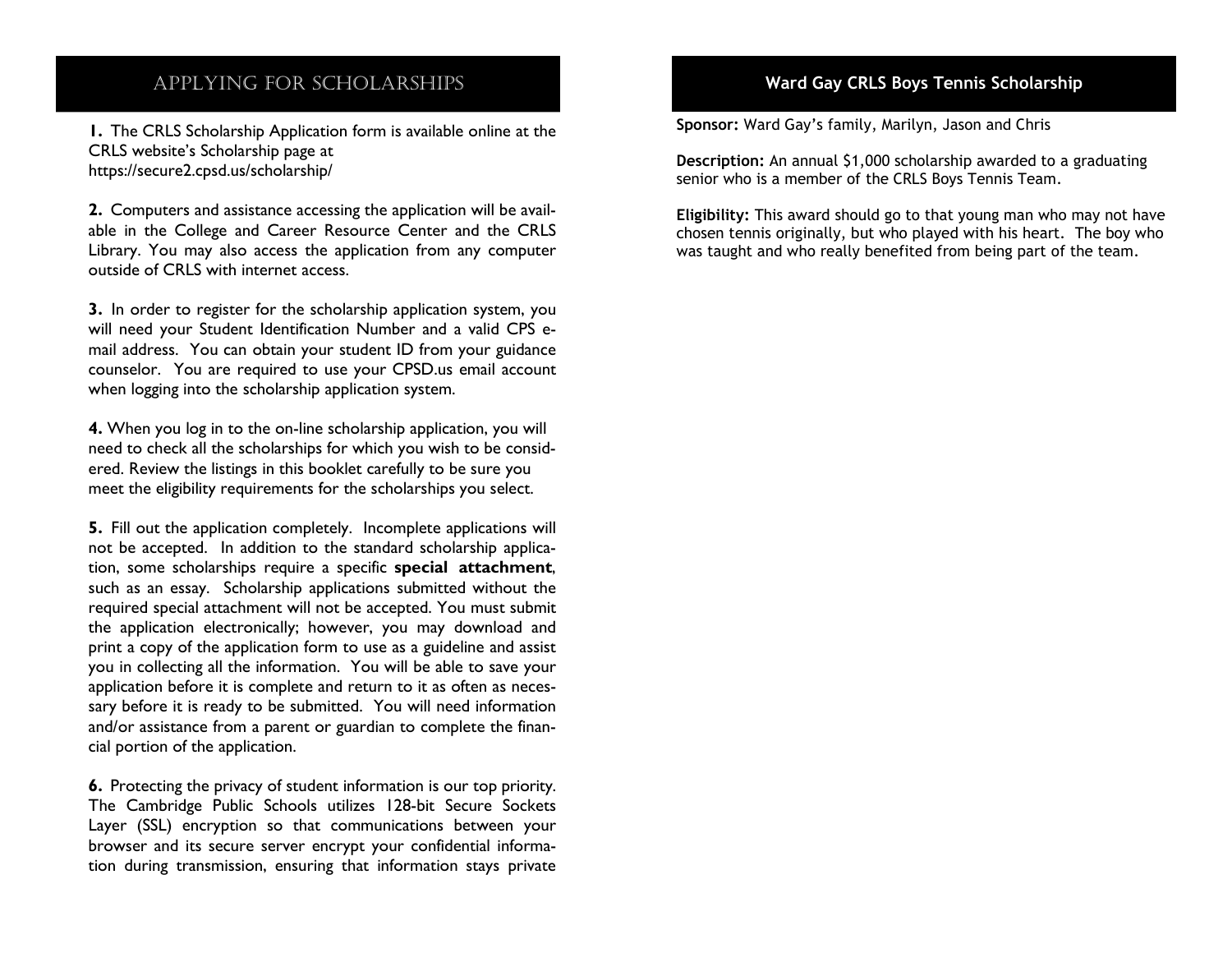## APPLYING FOR SCHOLARSHIPS

**1.** The CRLS Scholarship Application form is available online at the CRLS website's Scholarship page at https://secure2.cpsd.us/scholarship/

**2.** Computers and assistance accessing the application will be available in the College and Career Resource Center and the CRLS Library. You may also access the application from any computer outside of CRLS with internet access.

**3.** In order to register for the scholarship application system, you will need your Student Identification Number and a valid CPS e-mail address. You can obtain your student ID from your guidance counselor. You are required to use your CPSD.us email account when logging into the scholarship application system.

**4.** When you log in to the on-line scholarship application, you will need to check all the scholarships for which you wish to be considered. Review the listings in this booklet carefully to be sure you meet the eligibility requirements for the scholarships you select.

**5.** Fill out the application completely. Incomplete applications will not be accepted. In addition to the standard scholarship application, some scholarships require a specific **special attachment**, such as an essay. Scholarship applications submitted without the required special attachment will not be accepted. You must submit the application electronically; however, you may download and print a copy of the application form to use as a guideline and assist you in collecting all the information. You will be able to save your application before it is complete and return to it as often as necessary before it is ready to be submitted. You will need information and/or assistance from a parent or guardian to complete the financial portion of the application.

**6.** Protecting the privacy of student information is our top priority. The Cambridge Public Schools utilizes 128-bit Secure Sockets Layer (SSL) encryption so that communications between your browser and its secure server encrypt your confidential information during transmission, ensuring that information stays private

## Ward Gay CRLS Boys Tennis Scholarship

**Sponsor:** Ward Gay's family, Marilyn, Jason and Chris

**Description:** An annual $1,000 scholarship awarded to a graduating senior who is a member of the CRLS Boys Tennis Team.

**Eligibility:** This award should go to that young man who may not have chosen tennis originally, but who played with his heart. The boy who was taught and who really benefited from being part of the team.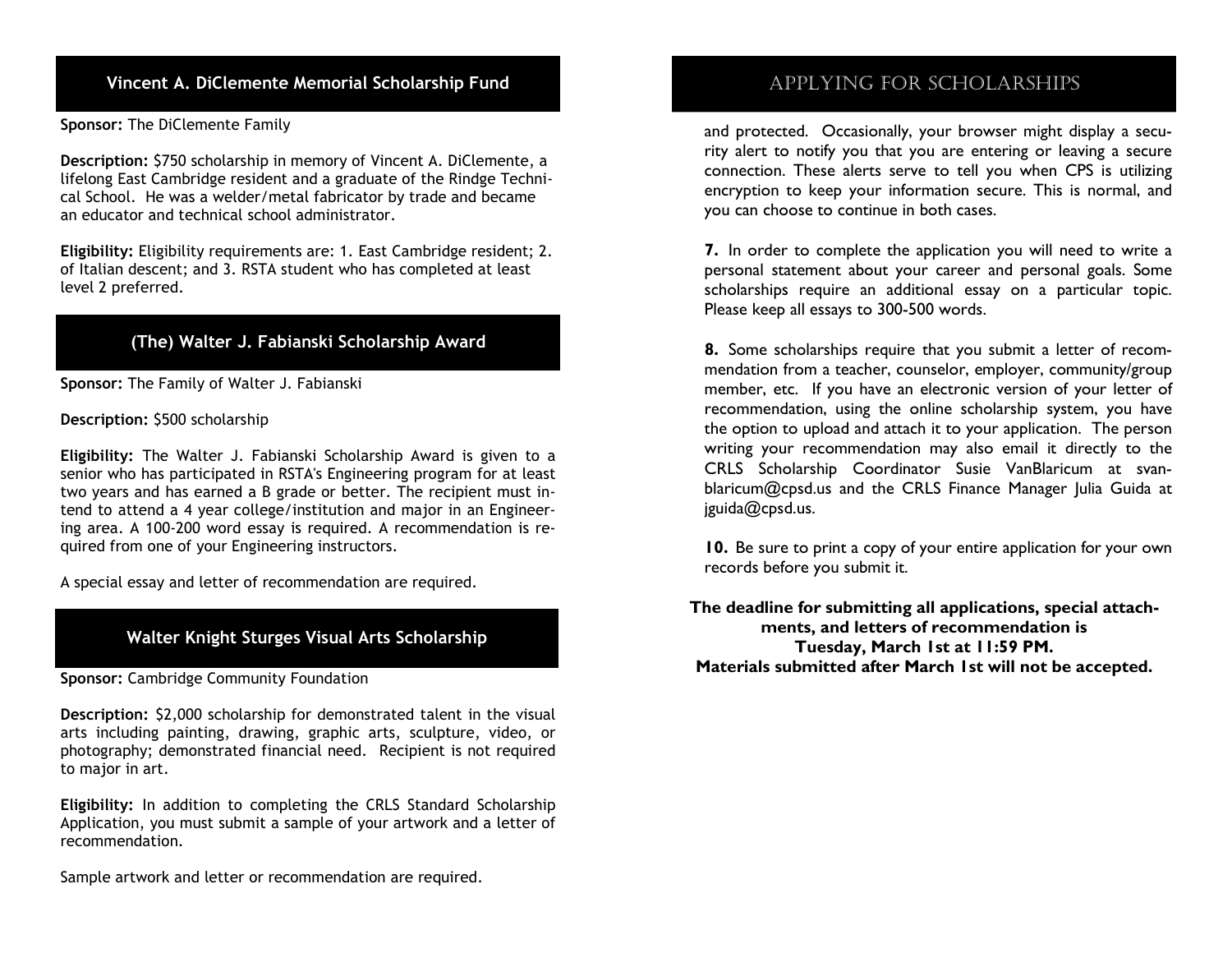## Vincent A. DiClemente Memorial Scholarship Fund

**Sponsor:** The DiClemente Family

**Description:** $750 scholarship in memory of Vincent A. DiClemente, a lifelong East Cambridge resident and a graduate of the Rindge Technical School. He was a welder/metal fabricator by trade and became an educator and technical school administrator.

**Eligibility:** Eligibility requirements are: 1. East Cambridge resident; 2. of Italian descent; and 3. RSTA student who has completed at least level 2 preferred.

## (The) Walter J. Fabianski Scholarship Award

**Sponsor:** The Family of Walter J. Fabianski

**Description:** $500 scholarship

**Eligibility:** The Walter J. Fabianski Scholarship Award is given to a senior who has participated in RSTA's Engineering program for at least two years and has earned a B grade or better. The recipient must intend to attend a 4 year college/institution and major in an Engineering area. A 100-200 word essay is required. A recommendation is required from one of your Engineering instructors.

A special essay and letter of recommendation are required.

## Walter Knight Sturges Visual Arts Scholarship

**Sponsor:** Cambridge Community Foundation

**Description:** $2,000 scholarship for demonstrated talent in the visual arts including painting, drawing, graphic arts, sculpture, video, or photography; demonstrated financial need. Recipient is not required to major in art.

**Eligibility:** In addition to completing the CRLS Standard Scholarship Application, you must submit a sample of your artwork and a letter of recommendation.

Sample artwork and letter or recommendation are required.

## Applying for Scholarships

and protected. Occasionally, your browser might display a security alert to notify you that you are entering or leaving a secure connection. These alerts serve to tell you when CPS is utilizing encryption to keep your information secure. This is normal, and you can choose to continue in both cases.

**7.** In order to complete the application you will need to write a personal statement about your career and personal goals. Some scholarships require an additional essay on a particular topic. Please keep all essays to 300-500 words.

**8.** Some scholarships require that you submit a letter of recommendation from a teacher, counselor, employer, community/group member, etc. If you have an electronic version of your letter of recommendation, using the online scholarship system, you have the option to upload and attach it to your application. The person writing your recommendation may also email it directly to the CRLS Scholarship Coordinator Susie VanBlaricum at svanblaricum@cpsd.us and the CRLS Finance Manager Julia Guida at jguida@cpsd.us.

**10.** Be sure to print a copy of your entire application for your own records before you submit it.

**The deadline for submitting all applications, special attachments, and letters of recommendation is**
**Tuesday, March 1st at 11:59 PM.**
**Materials submitted after March 1st will not be accepted.**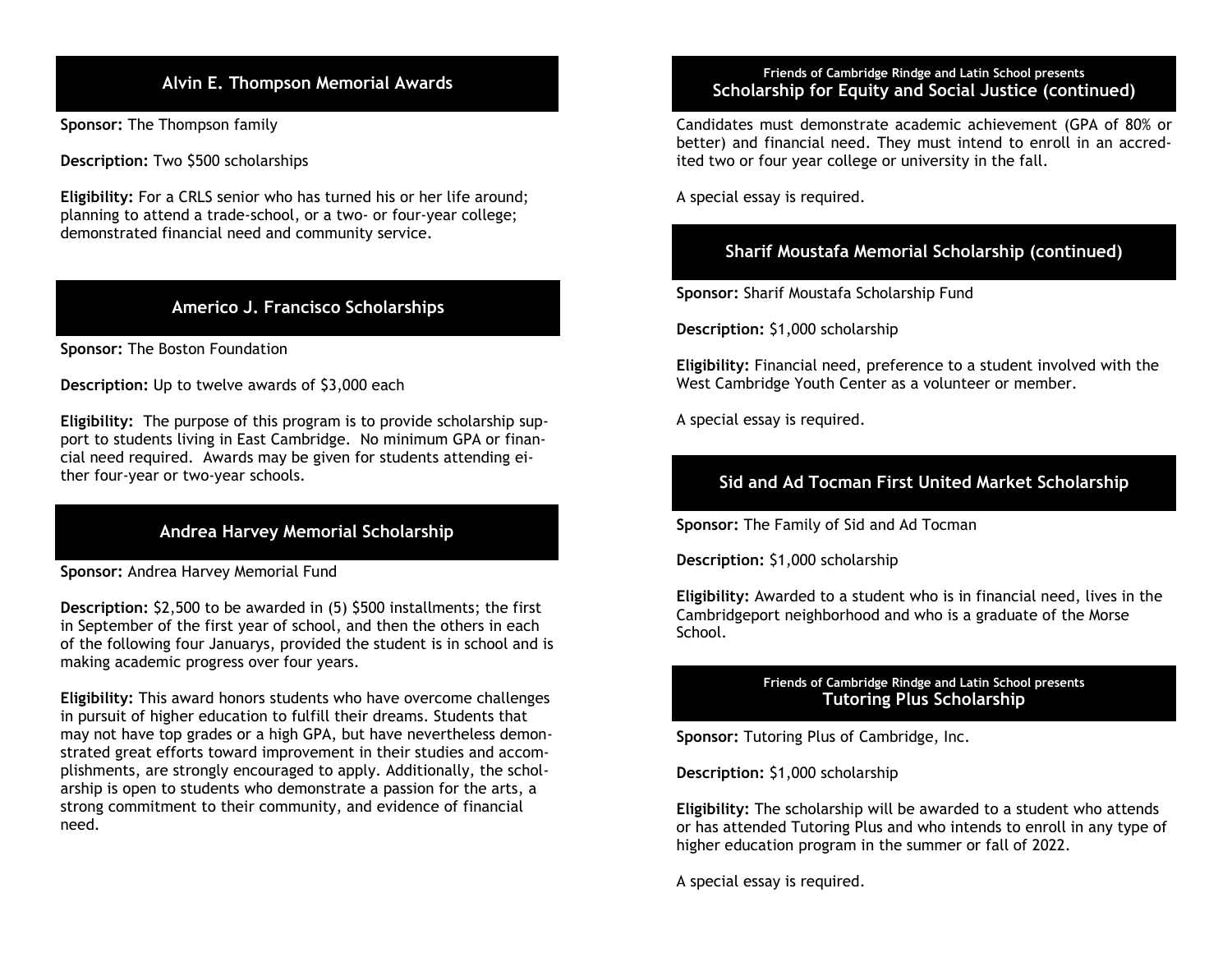## Alvin E. Thompson Memorial Awards

**Sponsor:** The Thompson family

**Description:** Two $500 scholarships

**Eligibility:** For a CRLS senior who has turned his or her life around; planning to attend a trade-school, or a two- or four-year college; demonstrated financial need and community service.

## Americo J. Francisco Scholarships

**Sponsor:** The Boston Foundation

**Description:** Up to twelve awards of $3,000 each

**Eligibility:** The purpose of this program is to provide scholarship support to students living in East Cambridge. No minimum GPA or financial need required. Awards may be given for students attending either four-year or two-year schools.

## Andrea Harvey Memorial Scholarship

**Sponsor:** Andrea Harvey Memorial Fund

**Description:** $2,500 to be awarded in (5) $500 installments; the first in September of the first year of school, and then the others in each of the following four Januarys, provided the student is in school and is making academic progress over four years.

**Eligibility:** This award honors students who have overcome challenges in pursuit of higher education to fulfill their dreams. Students that may not have top grades or a high GPA, but have nevertheless demonstrated great efforts toward improvement in their studies and accomplishments, are strongly encouraged to apply. Additionally, the scholarship is open to students who demonstrate a passion for the arts, a strong commitment to their community, and evidence of financial need.

Friends of Cambridge Rindge and Latin School presents

## Scholarship for Equity and Social Justice (continued)

Candidates must demonstrate academic achievement (GPA of 80% or better) and financial need. They must intend to enroll in an accredited two or four year college or university in the fall.

A special essay is required.

## Sharif Moustafa Memorial Scholarship (continued)

**Sponsor:** Sharif Moustafa Scholarship Fund

**Description:** $1,000 scholarship

**Eligibility:** Financial need, preference to a student involved with the West Cambridge Youth Center as a volunteer or member.

A special essay is required.

## Sid and Ad Tocman First United Market Scholarship

**Sponsor:** The Family of Sid and Ad Tocman

**Description:** $1,000 scholarship

**Eligibility:** Awarded to a student who is in financial need, lives in the Cambridgeport neighborhood and who is a graduate of the Morse School.

Friends of Cambridge Rindge and Latin School presents

## Tutoring Plus Scholarship

**Sponsor:** Tutoring Plus of Cambridge, Inc.

**Description:** $1,000 scholarship

**Eligibility:** The scholarship will be awarded to a student who attends or has attended Tutoring Plus and who intends to enroll in any type of higher education program in the summer or fall of 2022.

A special essay is required.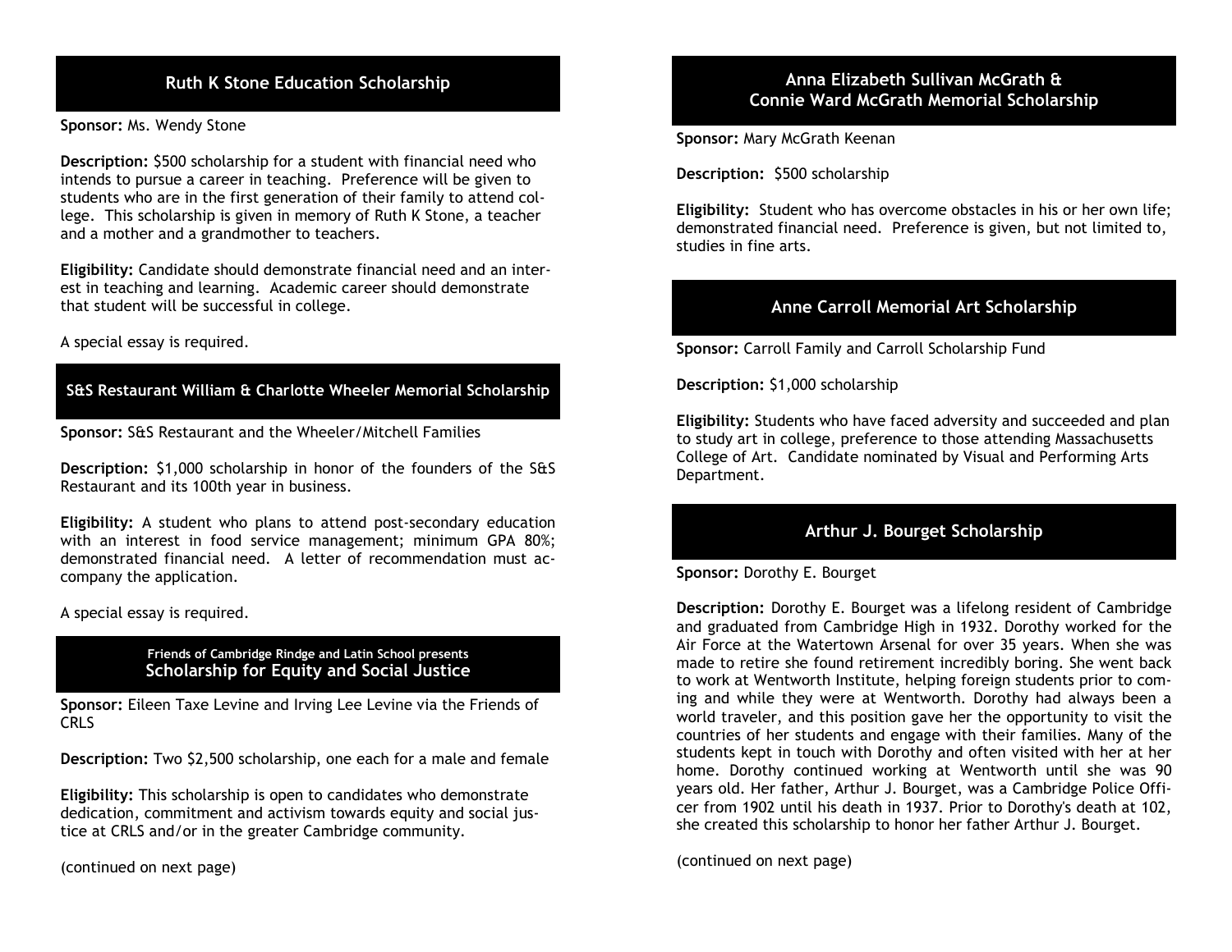## Ruth K Stone Education Scholarship

**Sponsor:** Ms. Wendy Stone

**Description:** $500 scholarship for a student with financial need who intends to pursue a career in teaching. Preference will be given to students who are in the first generation of their family to attend college. This scholarship is given in memory of Ruth K Stone, a teacher and a mother and a grandmother to teachers.

**Eligibility:** Candidate should demonstrate financial need and an interest in teaching and learning. Academic career should demonstrate that student will be successful in college.

A special essay is required.

## S&S Restaurant William & Charlotte Wheeler Memorial Scholarship

**Sponsor:** S&S Restaurant and the Wheeler/Mitchell Families

**Description:** $1,000 scholarship in honor of the founders of the S&S Restaurant and its 100th year in business.

**Eligibility:** A student who plans to attend post-secondary education with an interest in food service management; minimum GPA 80%; demonstrated financial need. A letter of recommendation must accompany the application.

A special essay is required.

## Friends of Cambridge Rindge and Latin School presents Scholarship for Equity and Social Justice

**Sponsor:** Eileen Taxe Levine and Irving Lee Levine via the Friends of CRLS

**Description:** Two $2,500 scholarship, one each for a male and female

**Eligibility:** This scholarship is open to candidates who demonstrate dedication, commitment and activism towards equity and social justice at CRLS and/or in the greater Cambridge community.

(continued on next page)

## Anna Elizabeth Sullivan McGrath & Connie Ward McGrath Memorial Scholarship

**Sponsor:** Mary McGrath Keenan

**Description:** $500 scholarship

**Eligibility:** Student who has overcome obstacles in his or her own life; demonstrated financial need. Preference is given, but not limited to, studies in fine arts.

## Anne Carroll Memorial Art Scholarship

**Sponsor:** Carroll Family and Carroll Scholarship Fund

**Description:** $1,000 scholarship

**Eligibility:** Students who have faced adversity and succeeded and plan to study art in college, preference to those attending Massachusetts College of Art. Candidate nominated by Visual and Performing Arts Department.

## Arthur J. Bourget Scholarship

**Sponsor:** Dorothy E. Bourget

**Description:** Dorothy E. Bourget was a lifelong resident of Cambridge and graduated from Cambridge High in 1932. Dorothy worked for the Air Force at the Watertown Arsenal for over 35 years. When she was made to retire she found retirement incredibly boring. She went back to work at Wentworth Institute, helping foreign students prior to coming and while they were at Wentworth. Dorothy had always been a world traveler, and this position gave her the opportunity to visit the countries of her students and engage with their families. Many of the students kept in touch with Dorothy and often visited with her at her home. Dorothy continued working at Wentworth until she was 90 years old. Her father, Arthur J. Bourget, was a Cambridge Police Officer from 1902 until his death in 1937. Prior to Dorothy's death at 102, she created this scholarship to honor her father Arthur J. Bourget.

(continued on next page)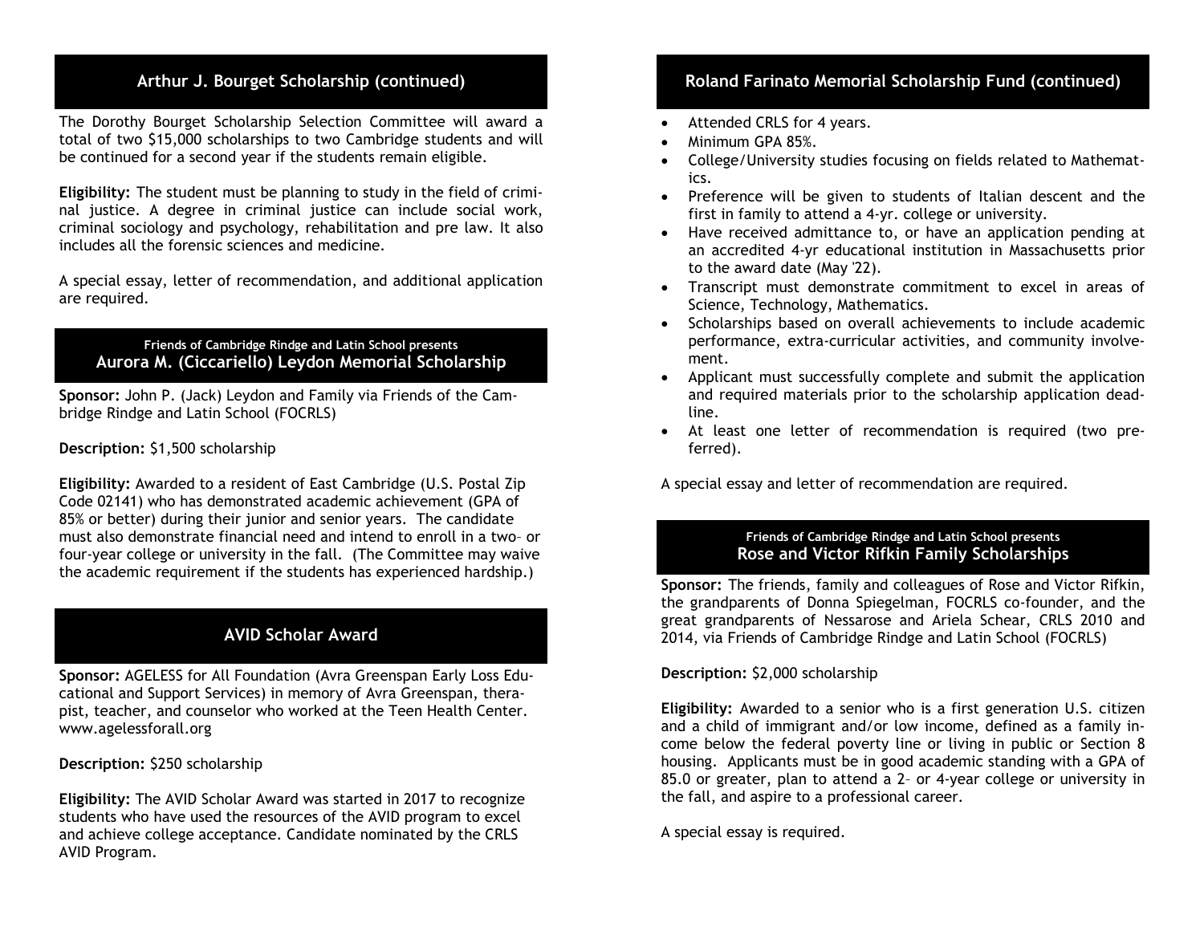## Arthur J. Bourget Scholarship (continued)

The Dorothy Bourget Scholarship Selection Committee will award a total of two $15,000 scholarships to two Cambridge students and will be continued for a second year if the students remain eligible.

**Eligibility:** The student must be planning to study in the field of criminal justice. A degree in criminal justice can include social work, criminal sociology and psychology, rehabilitation and pre law. It also includes all the forensic sciences and medicine.

A special essay, letter of recommendation, and additional application are required.

Friends of Cambridge Rindge and Latin School presents

## Aurora M. (Ciccariello) Leydon Memorial Scholarship

**Sponsor:** John P. (Jack) Leydon and Family via Friends of the Cambridge Rindge and Latin School (FOCRLS)

**Description:** $1,500 scholarship

**Eligibility:** Awarded to a resident of East Cambridge (U.S. Postal Zip Code 02141) who has demonstrated academic achievement (GPA of 85% or better) during their junior and senior years. The candidate must also demonstrate financial need and intend to enroll in a two– or four-year college or university in the fall. (The Committee may waive the academic requirement if the students has experienced hardship.)

## AVID Scholar Award

**Sponsor:** AGELESS for All Foundation (Avra Greenspan Early Loss Educational and Support Services) in memory of Avra Greenspan, therapist, teacher, and counselor who worked at the Teen Health Center. www.agelessforall.org

**Description:** $250 scholarship

**Eligibility:** The AVID Scholar Award was started in 2017 to recognize students who have used the resources of the AVID program to excel and achieve college acceptance. Candidate nominated by the CRLS AVID Program.

## Roland Farinato Memorial Scholarship Fund (continued)

- Attended CRLS for 4 years.
- Minimum GPA 85%.
- College/University studies focusing on fields related to Mathematics.
- Preference will be given to students of Italian descent and the first in family to attend a 4-yr. college or university.
- Have received admittance to, or have an application pending at an accredited 4-yr educational institution in Massachusetts prior to the award date (May '22).
- Transcript must demonstrate commitment to excel in areas of Science, Technology, Mathematics.
- Scholarships based on overall achievements to include academic performance, extra-curricular activities, and community involvement.
- Applicant must successfully complete and submit the application and required materials prior to the scholarship application deadline.
- At least one letter of recommendation is required (two preferred).

A special essay and letter of recommendation are required.

Friends of Cambridge Rindge and Latin School presents

## Rose and Victor Rifkin Family Scholarships

**Sponsor:** The friends, family and colleagues of Rose and Victor Rifkin, the grandparents of Donna Spiegelman, FOCRLS co-founder, and the great grandparents of Nessarose and Ariela Schear, CRLS 2010 and 2014, via Friends of Cambridge Rindge and Latin School (FOCRLS)

**Description:** $2,000 scholarship

**Eligibility:** Awarded to a senior who is a first generation U.S. citizen and a child of immigrant and/or low income, defined as a family income below the federal poverty line or living in public or Section 8 housing. Applicants must be in good academic standing with a GPA of 85.0 or greater, plan to attend a 2– or 4-year college or university in the fall, and aspire to a professional career.

A special essay is required.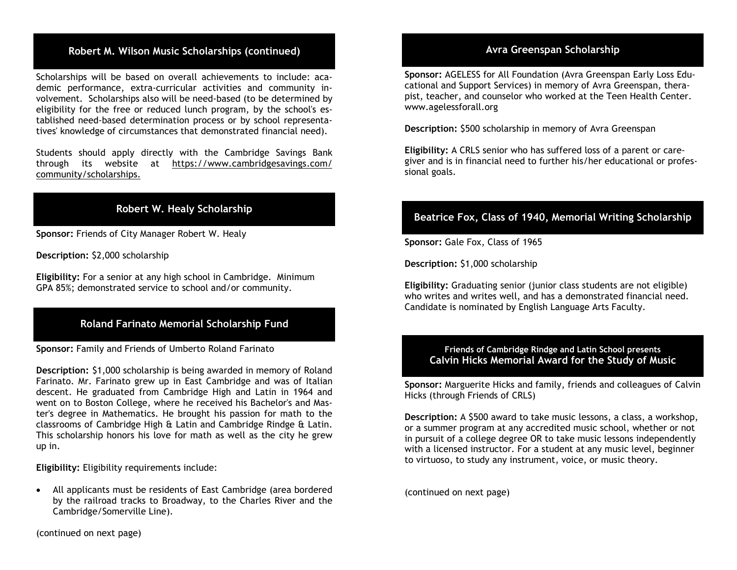## Robert M. Wilson Music Scholarships (continued)

Scholarships will be based on overall achievements to include: academic performance, extra-curricular activities and community involvement. Scholarships also will be need-based (to be determined by eligibility for the free or reduced lunch program, by the school's established need-based determination process or by school representatives' knowledge of circumstances that demonstrated financial need).

Students should apply directly with the Cambridge Savings Bank through its website at https://www.cambridgesavings.com/community/scholarships.

## Robert W. Healy Scholarship

**Sponsor:** Friends of City Manager Robert W. Healy

**Description:** $2,000 scholarship

**Eligibility:** For a senior at any high school in Cambridge. Minimum GPA 85%; demonstrated service to school and/or community.

## Roland Farinato Memorial Scholarship Fund

**Sponsor:** Family and Friends of Umberto Roland Farinato

**Description:** $1,000 scholarship is being awarded in memory of Roland Farinato. Mr. Farinato grew up in East Cambridge and was of Italian descent. He graduated from Cambridge High and Latin in 1964 and went on to Boston College, where he received his Bachelor's and Master's degree in Mathematics. He brought his passion for math to the classrooms of Cambridge High & Latin and Cambridge Rindge & Latin. This scholarship honors his love for math as well as the city he grew up in.

**Eligibility:** Eligibility requirements include:

- All applicants must be residents of East Cambridge (area bordered by the railroad tracks to Broadway, to the Charles River and the Cambridge/Somerville Line).

(continued on next page)

## Avra Greenspan Scholarship

**Sponsor:** AGELESS for All Foundation (Avra Greenspan Early Loss Educational and Support Services) in memory of Avra Greenspan, therapist, teacher, and counselor who worked at the Teen Health Center. www.agelessforall.org

**Description:** $500 scholarship in memory of Avra Greenspan

**Eligibility:** A CRLS senior who has suffered loss of a parent or caregiver and is in financial need to further his/her educational or professional goals.

## Beatrice Fox, Class of 1940, Memorial Writing Scholarship

**Sponsor:** Gale Fox, Class of 1965

**Description:** $1,000 scholarship

**Eligibility:** Graduating senior (junior class students are not eligible) who writes and writes well, and has a demonstrated financial need. Candidate is nominated by English Language Arts Faculty.

## Friends of Cambridge Rindge and Latin School presents Calvin Hicks Memorial Award for the Study of Music

**Sponsor:** Marguerite Hicks and family, friends and colleagues of Calvin Hicks (through Friends of CRLS)

**Description:** A $500 award to take music lessons, a class, a workshop, or a summer program at any accredited music school, whether or not in pursuit of a college degree OR to take music lessons independently with a licensed instructor. For a student at any music level, beginner to virtuoso, to study any instrument, voice, or music theory.

(continued on next page)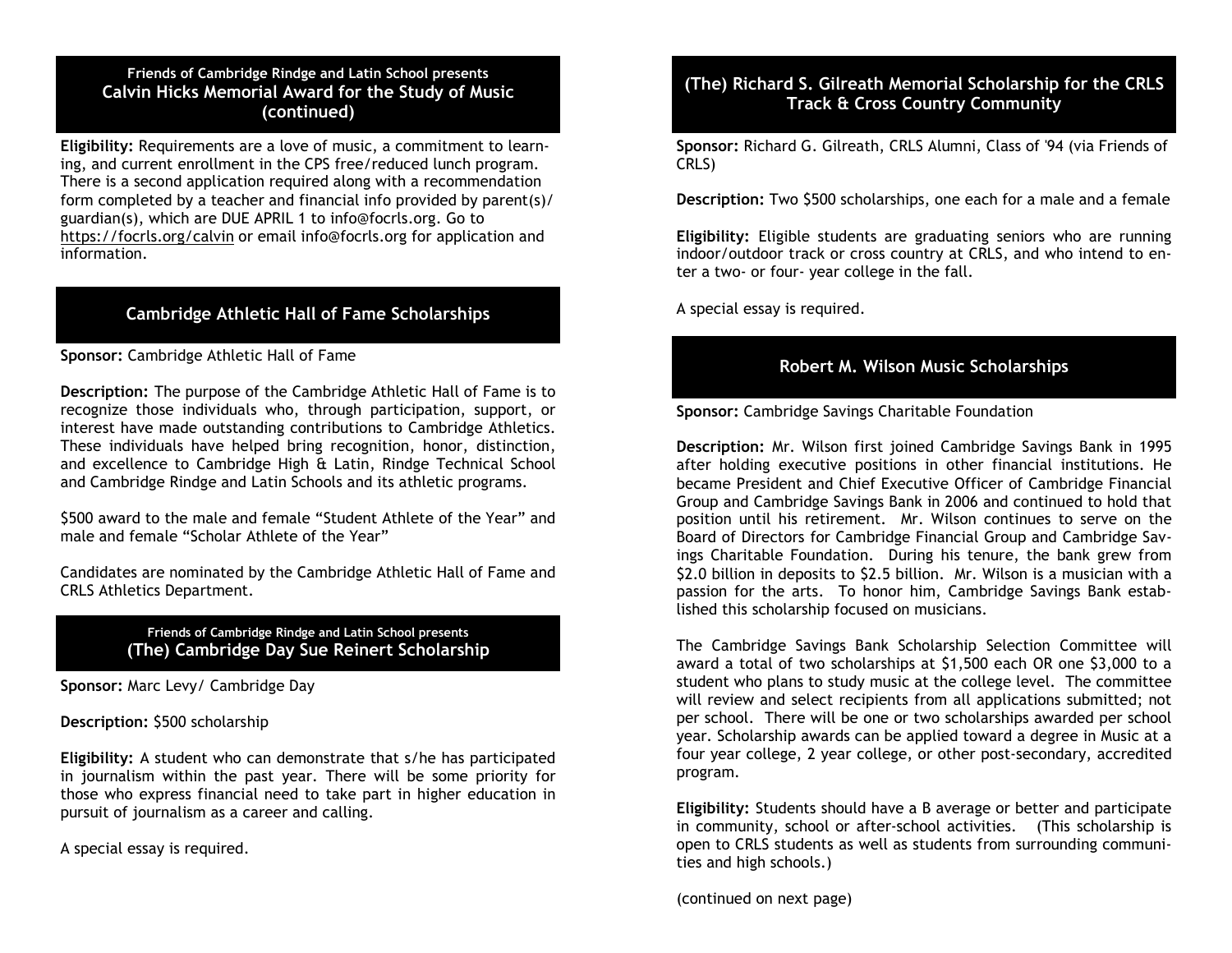## Friends of Cambridge Rindge and Latin School presents Calvin Hicks Memorial Award for the Study of Music (continued)

**Eligibility:** Requirements are a love of music, a commitment to learning, and current enrollment in the CPS free/reduced lunch program. There is a second application required along with a recommendation form completed by a teacher and financial info provided by parent(s)/ guardian(s), which are DUE APRIL 1 to info@focrls.org. Go to https://focrls.org/calvin or email info@focrls.org for application and information.

## Cambridge Athletic Hall of Fame Scholarships

**Sponsor:** Cambridge Athletic Hall of Fame

**Description:** The purpose of the Cambridge Athletic Hall of Fame is to recognize those individuals who, through participation, support, or interest have made outstanding contributions to Cambridge Athletics. These individuals have helped bring recognition, honor, distinction, and excellence to Cambridge High & Latin, Rindge Technical School and Cambridge Rindge and Latin Schools and its athletic programs.

$500 award to the male and female "Student Athlete of the Year" and male and female "Scholar Athlete of the Year"

Candidates are nominated by the Cambridge Athletic Hall of Fame and CRLS Athletics Department.

## Friends of Cambridge Rindge and Latin School presents (The) Cambridge Day Sue Reinert Scholarship

**Sponsor:** Marc Levy/ Cambridge Day

**Description:** $500 scholarship

**Eligibility:** A student who can demonstrate that s/he has participated in journalism within the past year. There will be some priority for those who express financial need to take part in higher education in pursuit of journalism as a career and calling.

A special essay is required.

## (The) Richard S. Gilreath Memorial Scholarship for the CRLS Track & Cross Country Community

**Sponsor:** Richard G. Gilreath, CRLS Alumni, Class of '94 (via Friends of CRLS)

**Description:** Two $500 scholarships, one each for a male and a female

**Eligibility:** Eligible students are graduating seniors who are running indoor/outdoor track or cross country at CRLS, and who intend to enter a two- or four- year college in the fall.

A special essay is required.

## Robert M. Wilson Music Scholarships

**Sponsor:** Cambridge Savings Charitable Foundation

**Description:** Mr. Wilson first joined Cambridge Savings Bank in 1995 after holding executive positions in other financial institutions. He became President and Chief Executive Officer of Cambridge Financial Group and Cambridge Savings Bank in 2006 and continued to hold that position until his retirement. Mr. Wilson continues to serve on the Board of Directors for Cambridge Financial Group and Cambridge Savings Charitable Foundation. During his tenure, the bank grew from $2.0 billion in deposits to $2.5 billion. Mr. Wilson is a musician with a passion for the arts. To honor him, Cambridge Savings Bank established this scholarship focused on musicians.

The Cambridge Savings Bank Scholarship Selection Committee will award a total of two scholarships at $1,500 each OR one $3,000 to a student who plans to study music at the college level. The committee will review and select recipients from all applications submitted; not per school. There will be one or two scholarships awarded per school year. Scholarship awards can be applied toward a degree in Music at a four year college, 2 year college, or other post-secondary, accredited program.

**Eligibility:** Students should have a B average or better and participate in community, school or after-school activities. (This scholarship is open to CRLS students as well as students from surrounding communities and high schools.)

(continued on next page)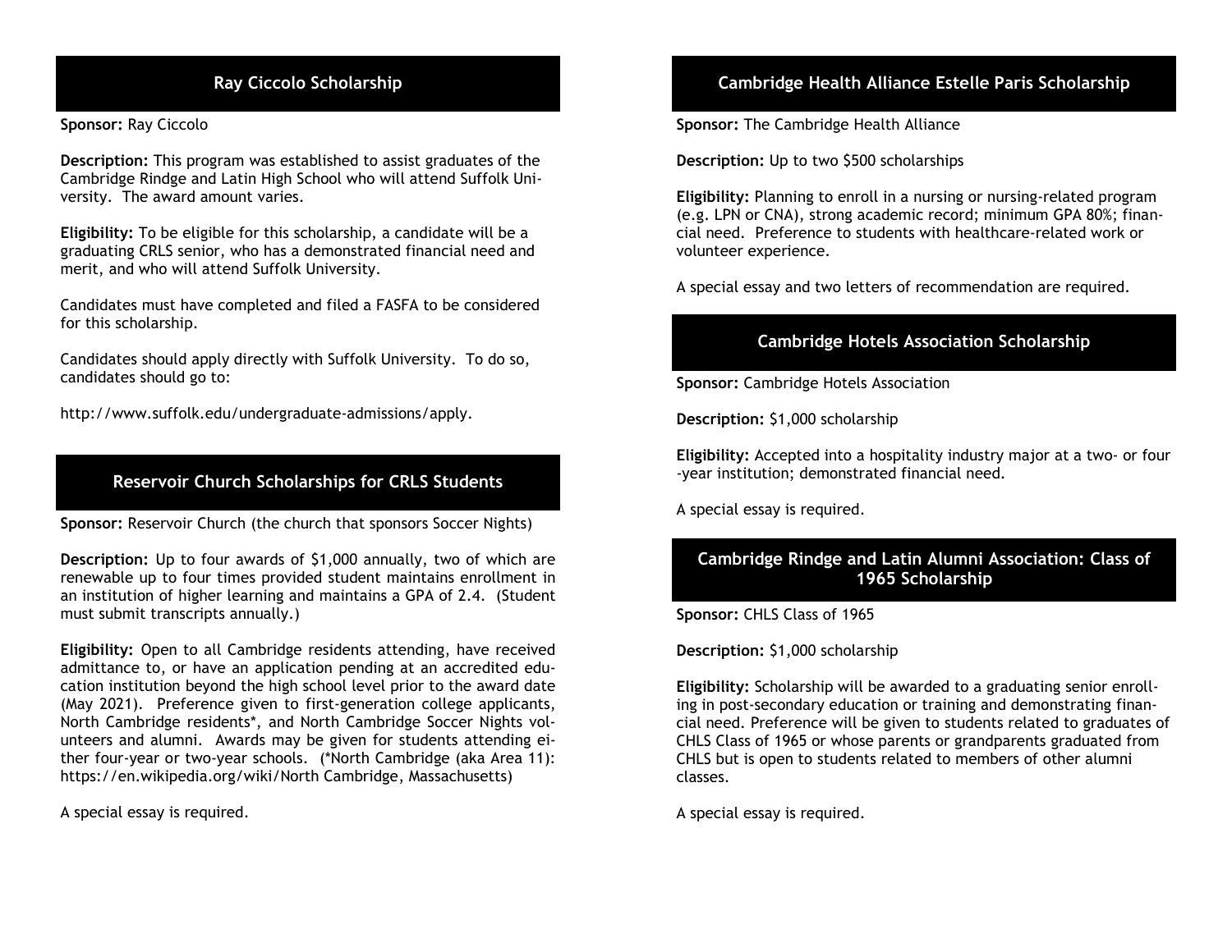## Ray Ciccolo Scholarship

**Sponsor:** Ray Ciccolo

**Description:** This program was established to assist graduates of the Cambridge Rindge and Latin High School who will attend Suffolk University. The award amount varies.

**Eligibility:** To be eligible for this scholarship, a candidate will be a graduating CRLS senior, who has a demonstrated financial need and merit, and who will attend Suffolk University.

Candidates must have completed and filed a FASFA to be considered for this scholarship.

Candidates should apply directly with Suffolk University. To do so, candidates should go to:

http://www.suffolk.edu/undergraduate-admissions/apply.

## Reservoir Church Scholarships for CRLS Students

**Sponsor:** Reservoir Church (the church that sponsors Soccer Nights)

**Description:** Up to four awards of $1,000 annually, two of which are renewable up to four times provided student maintains enrollment in an institution of higher learning and maintains a GPA of 2.4. (Student must submit transcripts annually.)

**Eligibility:** Open to all Cambridge residents attending, have received admittance to, or have an application pending at an accredited education institution beyond the high school level prior to the award date (May 2021). Preference given to first-generation college applicants, North Cambridge residents*, and North Cambridge Soccer Nights volunteers and alumni. Awards may be given for students attending either four-year or two-year schools. (*North Cambridge (aka Area 11): https://en.wikipedia.org/wiki/North Cambridge, Massachusetts)

A special essay is required.

## Cambridge Health Alliance Estelle Paris Scholarship

**Sponsor:** The Cambridge Health Alliance

**Description:** Up to two $500 scholarships

**Eligibility:** Planning to enroll in a nursing or nursing-related program (e.g. LPN or CNA), strong academic record; minimum GPA 80%; financial need. Preference to students with healthcare-related work or volunteer experience.

A special essay and two letters of recommendation are required.

## Cambridge Hotels Association Scholarship

**Sponsor:** Cambridge Hotels Association

**Description:** $1,000 scholarship

**Eligibility:** Accepted into a hospitality industry major at a two- or four-year institution; demonstrated financial need.

A special essay is required.

## Cambridge Rindge and Latin Alumni Association: Class of 1965 Scholarship

**Sponsor:** CHLS Class of 1965

**Description:** $1,000 scholarship

**Eligibility:** Scholarship will be awarded to a graduating senior enrolling in post-secondary education or training and demonstrating financial need. Preference will be given to students related to graduates of CHLS Class of 1965 or whose parents or grandparents graduated from CHLS but is open to students related to members of other alumni classes.

A special essay is required.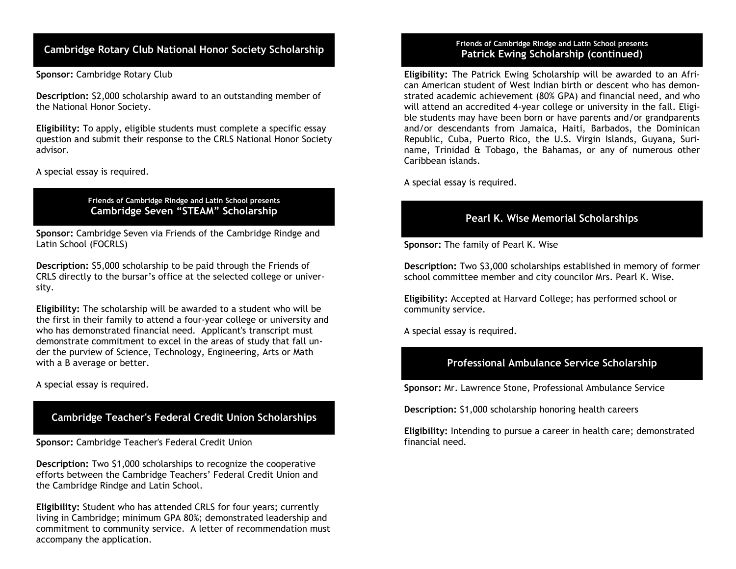## Cambridge Rotary Club National Honor Society Scholarship

**Sponsor:** Cambridge Rotary Club

**Description:** $2,000 scholarship award to an outstanding member of the National Honor Society.

**Eligibility:** To apply, eligible students must complete a specific essay question and submit their response to the CRLS National Honor Society advisor.

A special essay is required.

## Friends of Cambridge Rindge and Latin School presents Cambridge Seven "STEAM" Scholarship

**Sponsor:** Cambridge Seven via Friends of the Cambridge Rindge and Latin School (FOCRLS)

**Description:** $5,000 scholarship to be paid through the Friends of CRLS directly to the bursar's office at the selected college or university.

**Eligibility:** The scholarship will be awarded to a student who will be the first in their family to attend a four-year college or university and who has demonstrated financial need. Applicant's transcript must demonstrate commitment to excel in the areas of study that fall under the purview of Science, Technology, Engineering, Arts or Math with a B average or better.

A special essay is required.

## Cambridge Teacher's Federal Credit Union Scholarships

**Sponsor:** Cambridge Teacher's Federal Credit Union

**Description:** Two $1,000 scholarships to recognize the cooperative efforts between the Cambridge Teachers' Federal Credit Union and the Cambridge Rindge and Latin School.

**Eligibility:** Student who has attended CRLS for four years; currently living in Cambridge; minimum GPA 80%; demonstrated leadership and commitment to community service. A letter of recommendation must accompany the application.

## Friends of Cambridge Rindge and Latin School presents Patrick Ewing Scholarship (continued)

**Eligibility:** The Patrick Ewing Scholarship will be awarded to an African American student of West Indian birth or descent who has demonstrated academic achievement (80% GPA) and financial need, and who will attend an accredited 4-year college or university in the fall. Eligible students may have been born or have parents and/or grandparents and/or descendants from Jamaica, Haiti, Barbados, the Dominican Republic, Cuba, Puerto Rico, the U.S. Virgin Islands, Guyana, Suriname, Trinidad & Tobago, the Bahamas, or any of numerous other Caribbean islands.

A special essay is required.

## Pearl K. Wise Memorial Scholarships

**Sponsor:** The family of Pearl K. Wise

**Description:** Two $3,000 scholarships established in memory of former school committee member and city councilor Mrs. Pearl K. Wise.

**Eligibility:** Accepted at Harvard College; has performed school or community service.

A special essay is required.

## Professional Ambulance Service Scholarship

**Sponsor:** Mr. Lawrence Stone, Professional Ambulance Service

**Description:** $1,000 scholarship honoring health careers

**Eligibility:** Intending to pursue a career in health care; demonstrated financial need.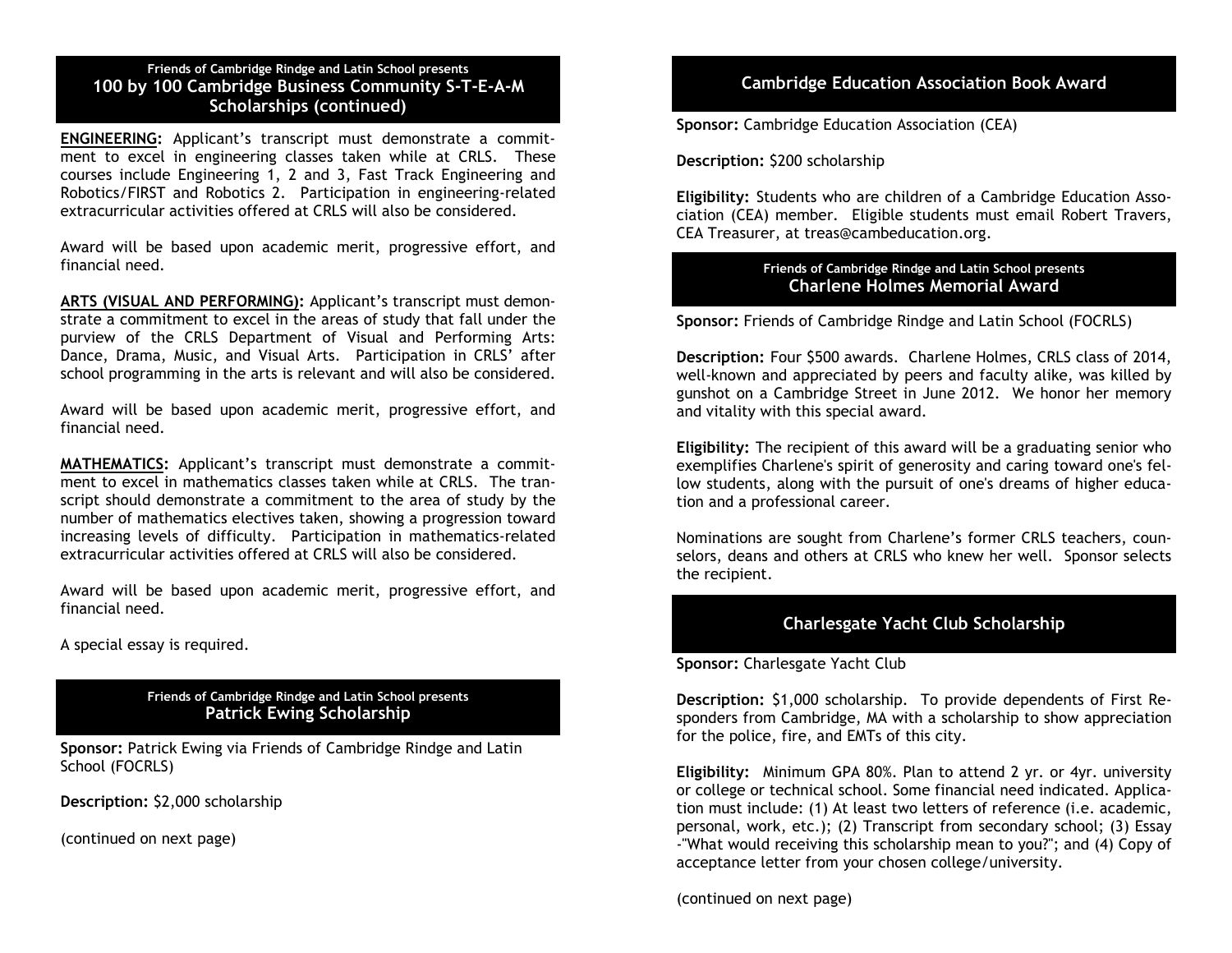## Friends of Cambridge Rindge and Latin School presents 100 by 100 Cambridge Business Community S-T-E-A-M Scholarships (continued)

**ENGINEERING:** Applicant's transcript must demonstrate a commitment to excel in engineering classes taken while at CRLS. These courses include Engineering 1, 2 and 3, Fast Track Engineering and Robotics/FIRST and Robotics 2. Participation in engineering-related extracurricular activities offered at CRLS will also be considered.

Award will be based upon academic merit, progressive effort, and financial need.

**ARTS (VISUAL AND PERFORMING):** Applicant's transcript must demonstrate a commitment to excel in the areas of study that fall under the purview of the CRLS Department of Visual and Performing Arts: Dance, Drama, Music, and Visual Arts. Participation in CRLS' after school programming in the arts is relevant and will also be considered.

Award will be based upon academic merit, progressive effort, and financial need.

**MATHEMATICS:** Applicant's transcript must demonstrate a commitment to excel in mathematics classes taken while at CRLS. The transcript should demonstrate a commitment to the area of study by the number of mathematics electives taken, showing a progression toward increasing levels of difficulty. Participation in mathematics-related extracurricular activities offered at CRLS will also be considered.

Award will be based upon academic merit, progressive effort, and financial need.

A special essay is required.

## Friends of Cambridge Rindge and Latin School presents Patrick Ewing Scholarship

**Sponsor:** Patrick Ewing via Friends of Cambridge Rindge and Latin School (FOCRLS)

**Description:** $2,000 scholarship

(continued on next page)

## Cambridge Education Association Book Award

**Sponsor:** Cambridge Education Association (CEA)

**Description:** $200 scholarship

**Eligibility:** Students who are children of a Cambridge Education Association (CEA) member. Eligible students must email Robert Travers, CEA Treasurer, at treas@cambeducation.org.

## Friends of Cambridge Rindge and Latin School presents Charlene Holmes Memorial Award

**Sponsor:** Friends of Cambridge Rindge and Latin School (FOCRLS)

**Description:** Four $500 awards. Charlene Holmes, CRLS class of 2014, well-known and appreciated by peers and faculty alike, was killed by gunshot on a Cambridge Street in June 2012. We honor her memory and vitality with this special award.

**Eligibility:** The recipient of this award will be a graduating senior who exemplifies Charlene's spirit of generosity and caring toward one's fellow students, along with the pursuit of one's dreams of higher education and a professional career.

Nominations are sought from Charlene's former CRLS teachers, counselors, deans and others at CRLS who knew her well. Sponsor selects the recipient.

## Charlesgate Yacht Club Scholarship

**Sponsor:** Charlesgate Yacht Club

**Description:** $1,000 scholarship. To provide dependents of First Responders from Cambridge, MA with a scholarship to show appreciation for the police, fire, and EMTs of this city.

**Eligibility:** Minimum GPA 80%. Plan to attend 2 yr. or 4yr. university or college or technical school. Some financial need indicated. Application must include: (1) At least two letters of reference (i.e. academic, personal, work, etc.); (2) Transcript from secondary school; (3) Essay -"What would receiving this scholarship mean to you?"; and (4) Copy of acceptance letter from your chosen college/university.

(continued on next page)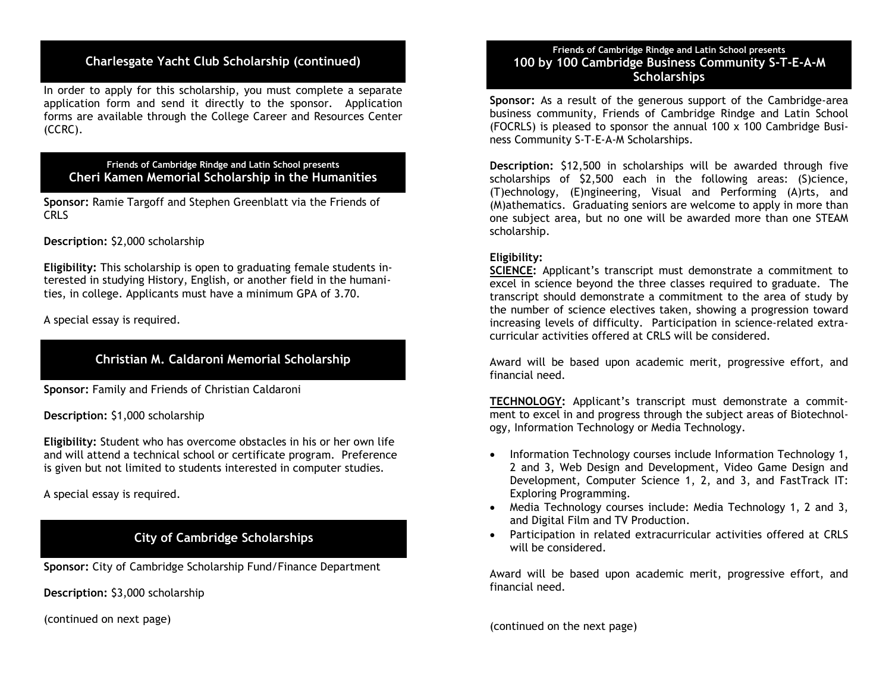## Charlesgate Yacht Club Scholarship (continued)

In order to apply for this scholarship, you must complete a separate application form and send it directly to the sponsor. Application forms are available through the College Career and Resources Center (CCRC).

Friends of Cambridge Rindge and Latin School presents

## Cheri Kamen Memorial Scholarship in the Humanities

**Sponsor:** Ramie Targoff and Stephen Greenblatt via the Friends of CRLS

**Description:** $2,000 scholarship

**Eligibility:** This scholarship is open to graduating female students interested in studying History, English, or another field in the humanities, in college. Applicants must have a minimum GPA of 3.70.

A special essay is required.

## Christian M. Caldaroni Memorial Scholarship

**Sponsor:** Family and Friends of Christian Caldaroni

**Description:** $1,000 scholarship

**Eligibility:** Student who has overcome obstacles in his or her own life and will attend a technical school or certificate program. Preference is given but not limited to students interested in computer studies.

A special essay is required.

## City of Cambridge Scholarships

**Sponsor:** City of Cambridge Scholarship Fund/Finance Department

**Description:** $3,000 scholarship

(continued on next page)

Friends of Cambridge Rindge and Latin School presents

## 100 by 100 Cambridge Business Community S-T-E-A-M Scholarships

**Sponsor:** As a result of the generous support of the Cambridge-area business community, Friends of Cambridge Rindge and Latin School (FOCRLS) is pleased to sponsor the annual 100 x 100 Cambridge Business Community S-T-E-A-M Scholarships.

**Description:** $12,500 in scholarships will be awarded through five scholarships of $2,500 each in the following areas: (S)cience, (T)echnology, (E)ngineering, Visual and Performing (A)rts, and (M)athematics. Graduating seniors are welcome to apply in more than one subject area, but no one will be awarded more than one STEAM scholarship.

**Eligibility:**

**SCIENCE:** Applicant's transcript must demonstrate a commitment to excel in science beyond the three classes required to graduate. The transcript should demonstrate a commitment to the area of study by the number of science electives taken, showing a progression toward increasing levels of difficulty. Participation in science-related extracurricular activities offered at CRLS will be considered.

Award will be based upon academic merit, progressive effort, and financial need.

**TECHNOLOGY:** Applicant's transcript must demonstrate a commitment to excel in and progress through the subject areas of Biotechnology, Information Technology or Media Technology.

- Information Technology courses include Information Technology 1, 2 and 3, Web Design and Development, Video Game Design and Development, Computer Science 1, 2, and 3, and FastTrack IT: Exploring Programming.
- Media Technology courses include: Media Technology 1, 2 and 3, and Digital Film and TV Production.
- Participation in related extracurricular activities offered at CRLS will be considered.

Award will be based upon academic merit, progressive effort, and financial need.

(continued on the next page)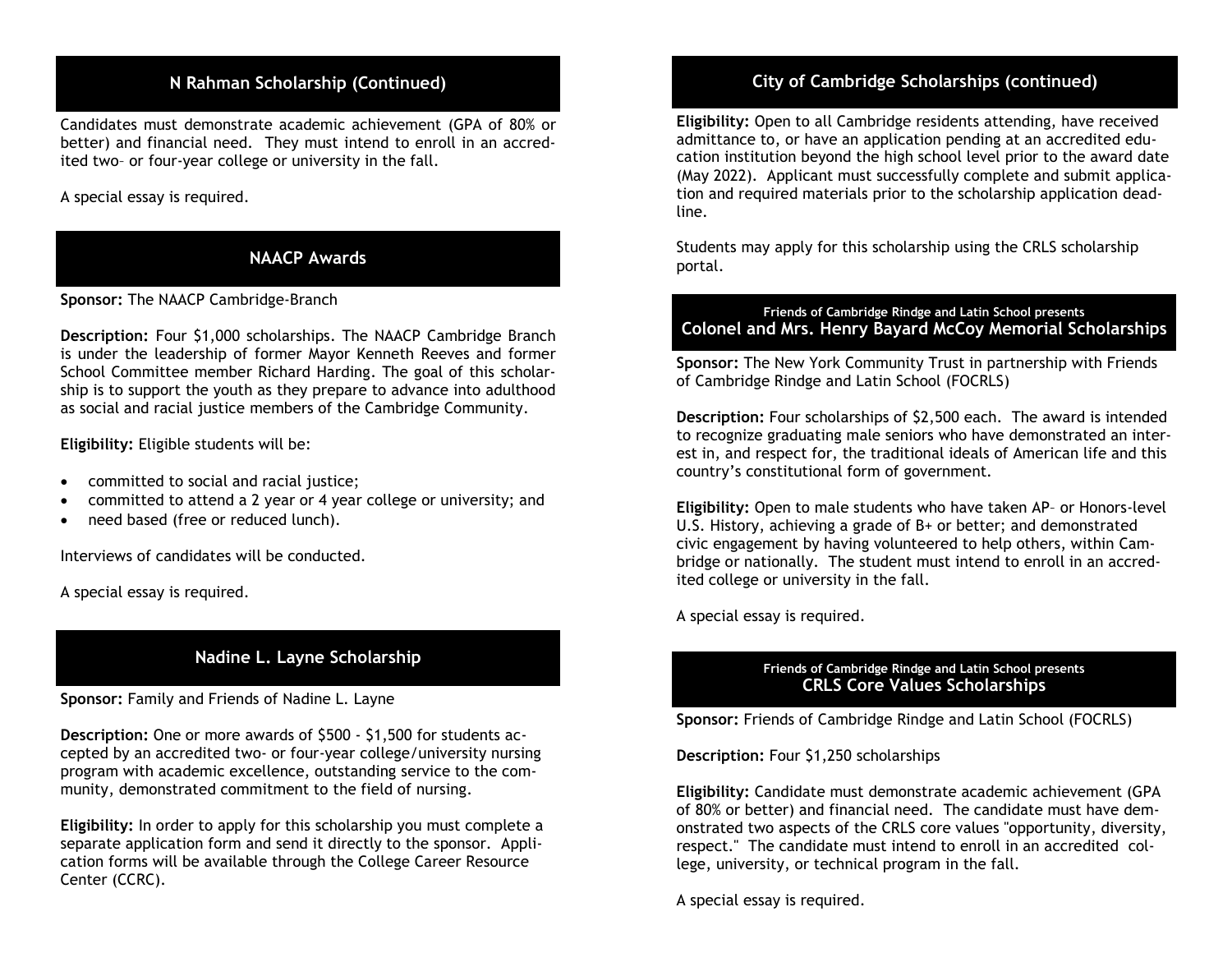## N Rahman Scholarship (Continued)

Candidates must demonstrate academic achievement (GPA of 80% or better) and financial need. They must intend to enroll in an accredited two– or four-year college or university in the fall.

A special essay is required.

## NAACP Awards

**Sponsor:** The NAACP Cambridge-Branch

**Description:** Four $1,000 scholarships. The NAACP Cambridge Branch is under the leadership of former Mayor Kenneth Reeves and former School Committee member Richard Harding. The goal of this scholarship is to support the youth as they prepare to advance into adulthood as social and racial justice members of the Cambridge Community.

**Eligibility:** Eligible students will be:

- committed to social and racial justice;
- committed to attend a 2 year or 4 year college or university; and
- need based (free or reduced lunch).

Interviews of candidates will be conducted.

A special essay is required.

## Nadine L. Layne Scholarship

**Sponsor:** Family and Friends of Nadine L. Layne

**Description:** One or more awards of $500 - $1,500 for students accepted by an accredited two- or four-year college/university nursing program with academic excellence, outstanding service to the community, demonstrated commitment to the field of nursing.

**Eligibility:** In order to apply for this scholarship you must complete a separate application form and send it directly to the sponsor. Application forms will be available through the College Career Resource Center (CCRC).

## City of Cambridge Scholarships (continued)

**Eligibility:** Open to all Cambridge residents attending, have received admittance to, or have an application pending at an accredited education institution beyond the high school level prior to the award date (May 2022). Applicant must successfully complete and submit application and required materials prior to the scholarship application deadline.

Students may apply for this scholarship using the CRLS scholarship portal.

## Friends of Cambridge Rindge and Latin School presents Colonel and Mrs. Henry Bayard McCoy Memorial Scholarships

**Sponsor:** The New York Community Trust in partnership with Friends of Cambridge Rindge and Latin School (FOCRLS)

**Description:** Four scholarships of $2,500 each. The award is intended to recognize graduating male seniors who have demonstrated an interest in, and respect for, the traditional ideals of American life and this country's constitutional form of government.

**Eligibility:** Open to male students who have taken AP– or Honors-level U.S. History, achieving a grade of B+ or better; and demonstrated civic engagement by having volunteered to help others, within Cambridge or nationally. The student must intend to enroll in an accredited college or university in the fall.

A special essay is required.

## Friends of Cambridge Rindge and Latin School presents CRLS Core Values Scholarships

**Sponsor:** Friends of Cambridge Rindge and Latin School (FOCRLS)

**Description:** Four $1,250 scholarships

**Eligibility:** Candidate must demonstrate academic achievement (GPA of 80% or better) and financial need. The candidate must have demonstrated two aspects of the CRLS core values "opportunity, diversity, respect." The candidate must intend to enroll in an accredited college, university, or technical program in the fall.

A special essay is required.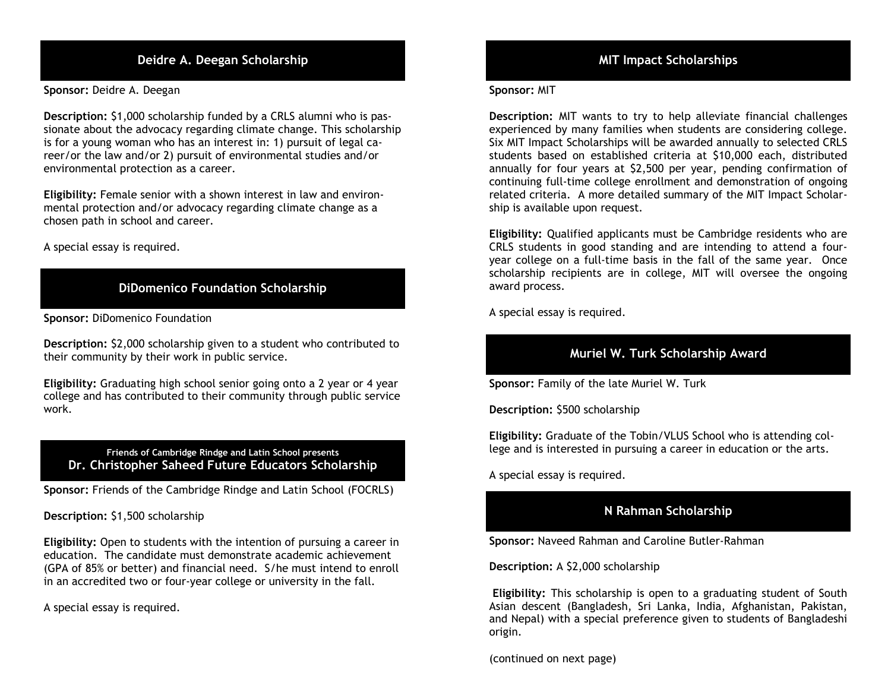## Deidre A. Deegan Scholarship

**Sponsor:** Deidre A. Deegan

**Description:** $1,000 scholarship funded by a CRLS alumni who is passionate about the advocacy regarding climate change. This scholarship is for a young woman who has an interest in: 1) pursuit of legal career/or the law and/or 2) pursuit of environmental studies and/or environmental protection as a career.

**Eligibility:** Female senior with a shown interest in law and environmental protection and/or advocacy regarding climate change as a chosen path in school and career.

A special essay is required.

## DiDomenico Foundation Scholarship

**Sponsor:** DiDomenico Foundation

**Description:** $2,000 scholarship given to a student who contributed to their community by their work in public service.

**Eligibility:** Graduating high school senior going onto a 2 year or 4 year college and has contributed to their community through public service work.

## Friends of Cambridge Rindge and Latin School presents Dr. Christopher Saheed Future Educators Scholarship

**Sponsor:** Friends of the Cambridge Rindge and Latin School (FOCRLS)

**Description:** $1,500 scholarship

**Eligibility:** Open to students with the intention of pursuing a career in education. The candidate must demonstrate academic achievement (GPA of 85% or better) and financial need. S/he must intend to enroll in an accredited two or four-year college or university in the fall.

A special essay is required.

## MIT Impact Scholarships

**Sponsor:** MIT

**Description:** MIT wants to try to help alleviate financial challenges experienced by many families when students are considering college. Six MIT Impact Scholarships will be awarded annually to selected CRLS students based on established criteria at $10,000 each, distributed annually for four years at $2,500 per year, pending confirmation of continuing full-time college enrollment and demonstration of ongoing related criteria. A more detailed summary of the MIT Impact Scholarship is available upon request.

**Eligibility:** Qualified applicants must be Cambridge residents who are CRLS students in good standing and are intending to attend a four-year college on a full-time basis in the fall of the same year. Once scholarship recipients are in college, MIT will oversee the ongoing award process.

A special essay is required.

## Muriel W. Turk Scholarship Award

**Sponsor:** Family of the late Muriel W. Turk

**Description:** $500 scholarship

**Eligibility:** Graduate of the Tobin/VLUS School who is attending college and is interested in pursuing a career in education or the arts.

A special essay is required.

## N Rahman Scholarship

**Sponsor:** Naveed Rahman and Caroline Butler-Rahman

**Description:** A $2,000 scholarship

**Eligibility:** This scholarship is open to a graduating student of South Asian descent (Bangladesh, Sri Lanka, India, Afghanistan, Pakistan, and Nepal) with a special preference given to students of Bangladeshi origin.

(continued on next page)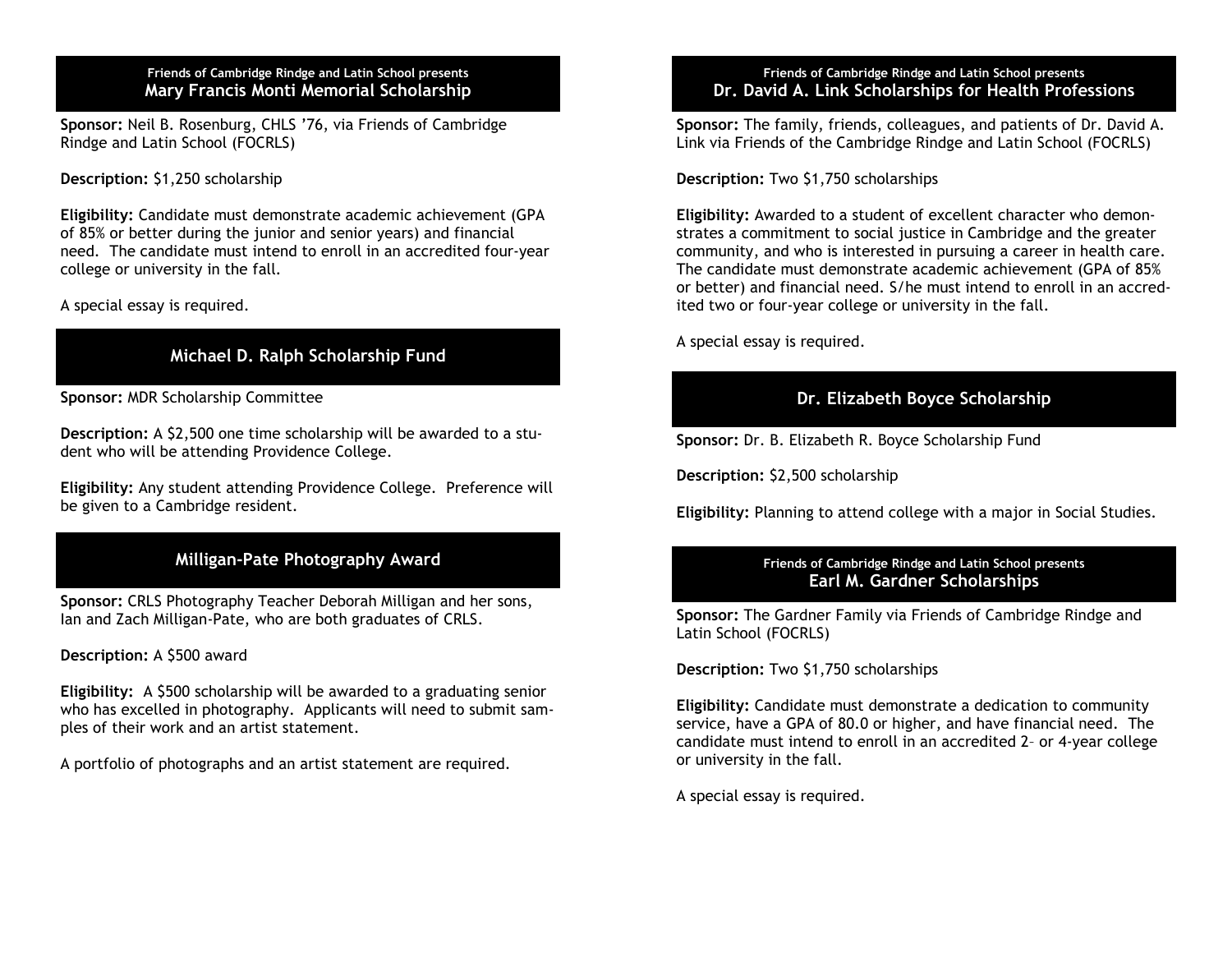Friends of Cambridge Rindge and Latin School presents

## Mary Francis Monti Memorial Scholarship

**Sponsor:** Neil B. Rosenburg, CHLS '76, via Friends of Cambridge Rindge and Latin School (FOCRLS)

**Description:** $1,250 scholarship

**Eligibility:** Candidate must demonstrate academic achievement (GPA of 85% or better during the junior and senior years) and financial need. The candidate must intend to enroll in an accredited four-year college or university in the fall.

A special essay is required.

## Michael D. Ralph Scholarship Fund

**Sponsor:** MDR Scholarship Committee

**Description:** A $2,500 one time scholarship will be awarded to a student who will be attending Providence College.

**Eligibility:** Any student attending Providence College. Preference will be given to a Cambridge resident.

## Milligan-Pate Photography Award

**Sponsor:** CRLS Photography Teacher Deborah Milligan and her sons, Ian and Zach Milligan-Pate, who are both graduates of CRLS.

**Description:** A $500 award

**Eligibility:** A $500 scholarship will be awarded to a graduating senior who has excelled in photography. Applicants will need to submit samples of their work and an artist statement.

A portfolio of photographs and an artist statement are required.

Friends of Cambridge Rindge and Latin School presents

## Dr. David A. Link Scholarships for Health Professions

**Sponsor:** The family, friends, colleagues, and patients of Dr. David A. Link via Friends of the Cambridge Rindge and Latin School (FOCRLS)

**Description:** Two $1,750 scholarships

**Eligibility:** Awarded to a student of excellent character who demonstrates a commitment to social justice in Cambridge and the greater community, and who is interested in pursuing a career in health care. The candidate must demonstrate academic achievement (GPA of 85% or better) and financial need. S/he must intend to enroll in an accredited two or four-year college or university in the fall.

A special essay is required.

## Dr. Elizabeth Boyce Scholarship

**Sponsor:** Dr. B. Elizabeth R. Boyce Scholarship Fund

**Description:** $2,500 scholarship

**Eligibility:** Planning to attend college with a major in Social Studies.

Friends of Cambridge Rindge and Latin School presents

## Earl M. Gardner Scholarships

**Sponsor:** The Gardner Family via Friends of Cambridge Rindge and Latin School (FOCRLS)

**Description:** Two $1,750 scholarships

**Eligibility:** Candidate must demonstrate a dedication to community service, have a GPA of 80.0 or higher, and have financial need. The candidate must intend to enroll in an accredited 2- or 4-year college or university in the fall.

A special essay is required.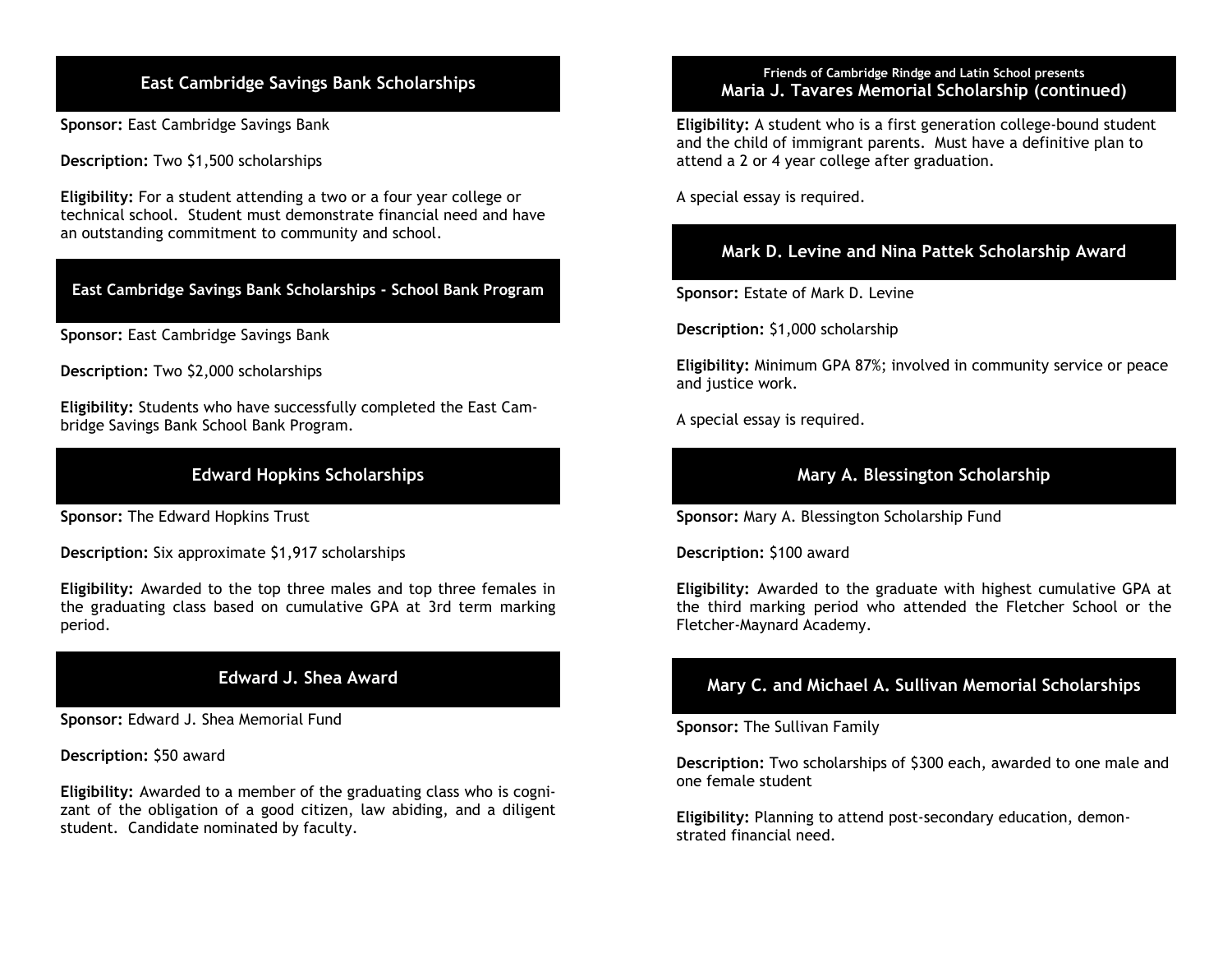## East Cambridge Savings Bank Scholarships

**Sponsor:** East Cambridge Savings Bank

**Description:** Two $1,500 scholarships

**Eligibility:** For a student attending a two or a four year college or technical school. Student must demonstrate financial need and have an outstanding commitment to community and school.

## East Cambridge Savings Bank Scholarships - School Bank Program

**Sponsor:** East Cambridge Savings Bank

**Description:** Two $2,000 scholarships

**Eligibility:** Students who have successfully completed the East Cambridge Savings Bank School Bank Program.

## Edward Hopkins Scholarships

**Sponsor:** The Edward Hopkins Trust

**Description:** Six approximate $1,917 scholarships

**Eligibility:** Awarded to the top three males and top three females in the graduating class based on cumulative GPA at 3rd term marking period.

## Edward J. Shea Award

**Sponsor:** Edward J. Shea Memorial Fund

**Description:** $50 award

**Eligibility:** Awarded to a member of the graduating class who is cognizant of the obligation of a good citizen, law abiding, and a diligent student. Candidate nominated by faculty.

Friends of Cambridge Rindge and Latin School presents

## Maria J. Tavares Memorial Scholarship (continued)

**Eligibility:** A student who is a first generation college-bound student and the child of immigrant parents. Must have a definitive plan to attend a 2 or 4 year college after graduation.

A special essay is required.

## Mark D. Levine and Nina Pattek Scholarship Award

**Sponsor:** Estate of Mark D. Levine

**Description:** $1,000 scholarship

**Eligibility:** Minimum GPA 87%; involved in community service or peace and justice work.

A special essay is required.

## Mary A. Blessington Scholarship

**Sponsor:** Mary A. Blessington Scholarship Fund

**Description:** $100 award

**Eligibility:** Awarded to the graduate with highest cumulative GPA at the third marking period who attended the Fletcher School or the Fletcher-Maynard Academy.

## Mary C. and Michael A. Sullivan Memorial Scholarships

**Sponsor:** The Sullivan Family

**Description:** Two scholarships of $300 each, awarded to one male and one female student

**Eligibility:** Planning to attend post-secondary education, demonstrated financial need.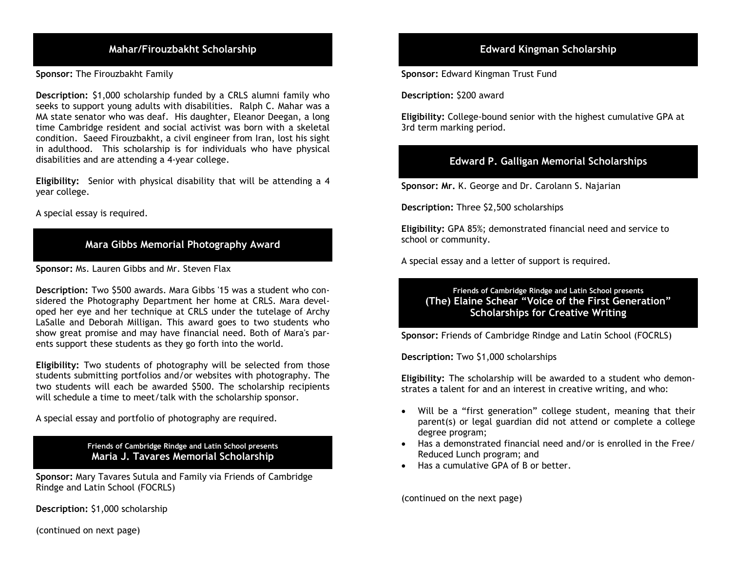## Mahar/Firouzbakht Scholarship

**Sponsor:** The Firouzbakht Family

**Description:** $1,000 scholarship funded by a CRLS alumni family who seeks to support young adults with disabilities. Ralph C. Mahar was a MA state senator who was deaf. His daughter, Eleanor Deegan, a long time Cambridge resident and social activist was born with a skeletal condition. Saeed Firouzbakht, a civil engineer from Iran, lost his sight in adulthood. This scholarship is for individuals who have physical disabilities and are attending a 4-year college.

**Eligibility:** Senior with physical disability that will be attending a 4 year college.

A special essay is required.

## Mara Gibbs Memorial Photography Award

**Sponsor:** Ms. Lauren Gibbs and Mr. Steven Flax

**Description:** Two $500 awards. Mara Gibbs '15 was a student who considered the Photography Department her home at CRLS. Mara developed her eye and her technique at CRLS under the tutelage of Archy LaSalle and Deborah Milligan. This award goes to two students who show great promise and may have financial need. Both of Mara's parents support these students as they go forth into the world.

**Eligibility:** Two students of photography will be selected from those students submitting portfolios and/or websites with photography. The two students will each be awarded $500. The scholarship recipients will schedule a time to meet/talk with the scholarship sponsor.

A special essay and portfolio of photography are required.

## Friends of Cambridge Rindge and Latin School presents Maria J. Tavares Memorial Scholarship

**Sponsor:** Mary Tavares Sutula and Family via Friends of Cambridge Rindge and Latin School (FOCRLS)

**Description:** $1,000 scholarship

(continued on next page)

## Edward Kingman Scholarship

**Sponsor:** Edward Kingman Trust Fund

**Description:** $200 award

**Eligibility:** College-bound senior with the highest cumulative GPA at 3rd term marking period.

## Edward P. Galligan Memorial Scholarships

**Sponsor: Mr.** K. George and Dr. Carolann S. Najarian

**Description:** Three $2,500 scholarships

**Eligibility:** GPA 85%; demonstrated financial need and service to school or community.

A special essay and a letter of support is required.

## Friends of Cambridge Rindge and Latin School presents (The) Elaine Schear "Voice of the First Generation" Scholarships for Creative Writing

**Sponsor:** Friends of Cambridge Rindge and Latin School (FOCRLS)

**Description:** Two $1,000 scholarships

**Eligibility:** The scholarship will be awarded to a student who demonstrates a talent for and an interest in creative writing, and who:

- Will be a "first generation" college student, meaning that their parent(s) or legal guardian did not attend or complete a college degree program;
- Has a demonstrated financial need and/or is enrolled in the Free/Reduced Lunch program; and
- Has a cumulative GPA of B or better.

(continued on the next page)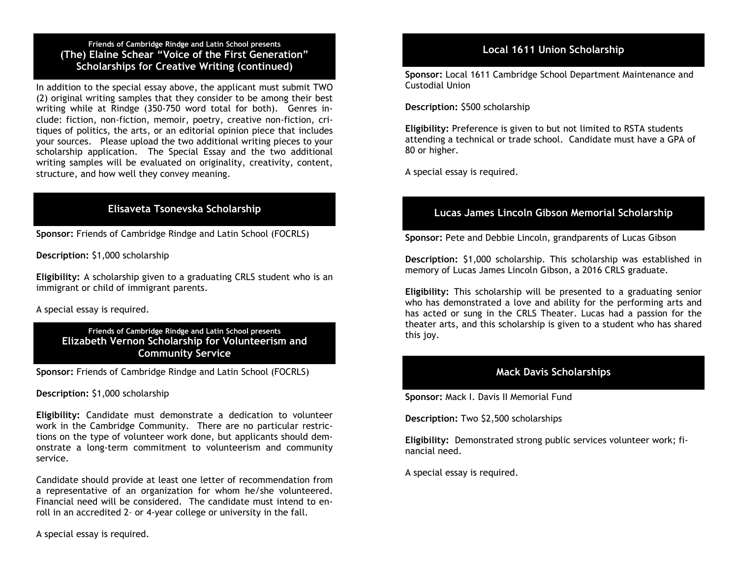## Friends of Cambridge Rindge and Latin School presents (The) Elaine Schear "Voice of the First Generation" Scholarships for Creative Writing (continued)

In addition to the special essay above, the applicant must submit TWO (2) original writing samples that they consider to be among their best writing while at Rindge (350-750 word total for both). Genres include: fiction, non-fiction, memoir, poetry, creative non-fiction, critiques of politics, the arts, or an editorial opinion piece that includes your sources. Please upload the two additional writing pieces to your scholarship application. The Special Essay and the two additional writing samples will be evaluated on originality, creativity, content, structure, and how well they convey meaning.

## Elisaveta Tsonevska Scholarship

**Sponsor:** Friends of Cambridge Rindge and Latin School (FOCRLS)

**Description:** $1,000 scholarship

**Eligibility:** A scholarship given to a graduating CRLS student who is an immigrant or child of immigrant parents.

A special essay is required.

## Friends of Cambridge Rindge and Latin School presents Elizabeth Vernon Scholarship for Volunteerism and Community Service

**Sponsor:** Friends of Cambridge Rindge and Latin School (FOCRLS)

**Description:** $1,000 scholarship

**Eligibility:** Candidate must demonstrate a dedication to volunteer work in the Cambridge Community. There are no particular restrictions on the type of volunteer work done, but applicants should demonstrate a long-term commitment to volunteerism and community service.

Candidate should provide at least one letter of recommendation from a representative of an organization for whom he/she volunteered. Financial need will be considered. The candidate must intend to enroll in an accredited 2– or 4-year college or university in the fall.

A special essay is required.

## Local 1611 Union Scholarship

**Sponsor:** Local 1611 Cambridge School Department Maintenance and Custodial Union

**Description:** $500 scholarship

**Eligibility:** Preference is given to but not limited to RSTA students attending a technical or trade school. Candidate must have a GPA of 80 or higher.

A special essay is required.

## Lucas James Lincoln Gibson Memorial Scholarship

**Sponsor:** Pete and Debbie Lincoln, grandparents of Lucas Gibson

**Description:** $1,000 scholarship. This scholarship was established in memory of Lucas James Lincoln Gibson, a 2016 CRLS graduate.

**Eligibility:** This scholarship will be presented to a graduating senior who has demonstrated a love and ability for the performing arts and has acted or sung in the CRLS Theater. Lucas had a passion for the theater arts, and this scholarship is given to a student who has shared this joy.

## Mack Davis Scholarships

**Sponsor:** Mack I. Davis II Memorial Fund

**Description:** Two $2,500 scholarships

**Eligibility:** Demonstrated strong public services volunteer work; financial need.

A special essay is required.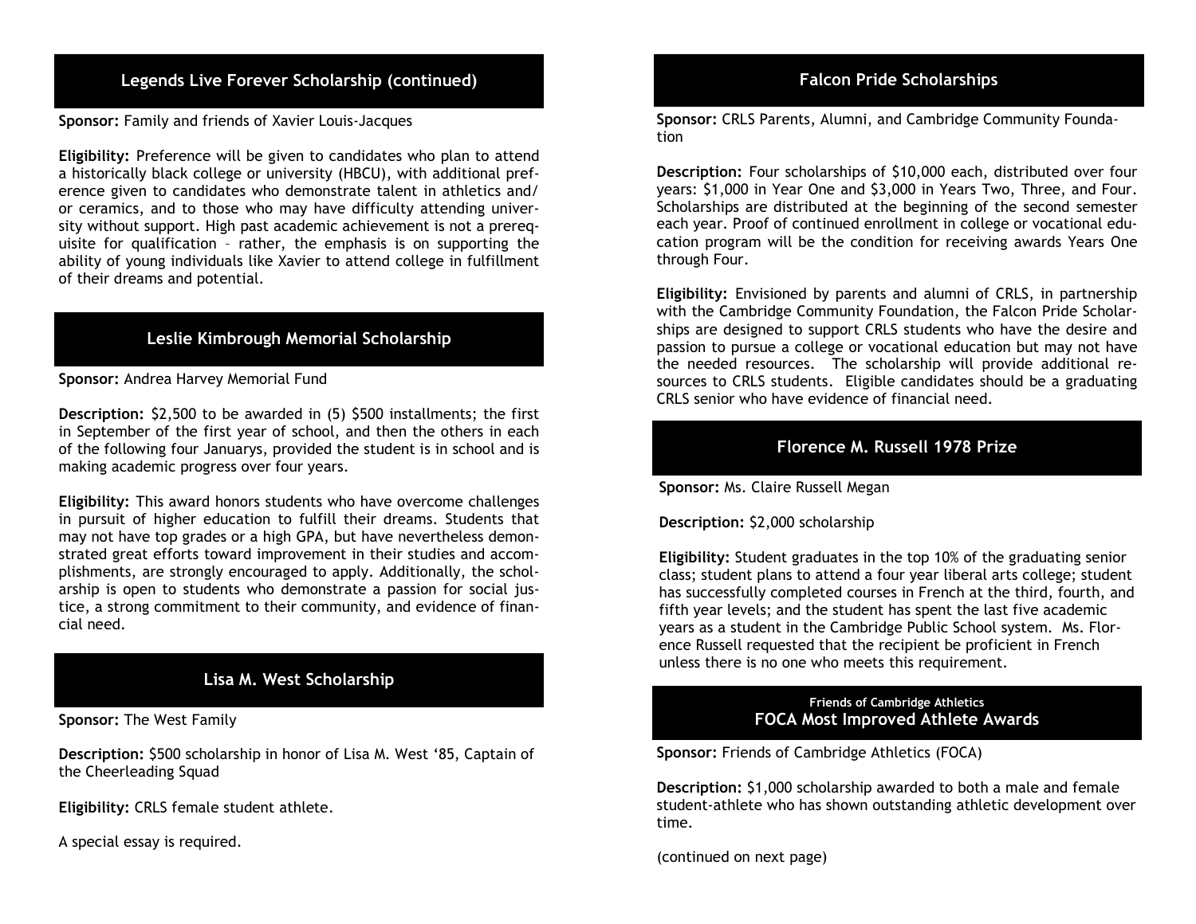## Legends Live Forever Scholarship (continued)

**Sponsor:** Family and friends of Xavier Louis-Jacques

**Eligibility:** Preference will be given to candidates who plan to attend a historically black college or university (HBCU), with additional preference given to candidates who demonstrate talent in athletics and/or ceramics, and to those who may have difficulty attending university without support. High past academic achievement is not a prerequisite for qualification – rather, the emphasis is on supporting the ability of young individuals like Xavier to attend college in fulfillment of their dreams and potential.

## Leslie Kimbrough Memorial Scholarship

**Sponsor:** Andrea Harvey Memorial Fund

**Description:** $2,500 to be awarded in (5) $500 installments; the first in September of the first year of school, and then the others in each of the following four Januarys, provided the student is in school and is making academic progress over four years.

**Eligibility:** This award honors students who have overcome challenges in pursuit of higher education to fulfill their dreams. Students that may not have top grades or a high GPA, but have nevertheless demonstrated great efforts toward improvement in their studies and accomplishments, are strongly encouraged to apply. Additionally, the scholarship is open to students who demonstrate a passion for social justice, a strong commitment to their community, and evidence of financial need.

## Lisa M. West Scholarship

**Sponsor:** The West Family

**Description:** $500 scholarship in honor of Lisa M. West '85, Captain of the Cheerleading Squad

**Eligibility:** CRLS female student athlete.

A special essay is required.

## Falcon Pride Scholarships

**Sponsor:** CRLS Parents, Alumni, and Cambridge Community Foundation

**Description:** Four scholarships of $10,000 each, distributed over four years: $1,000 in Year One and $3,000 in Years Two, Three, and Four. Scholarships are distributed at the beginning of the second semester each year. Proof of continued enrollment in college or vocational education program will be the condition for receiving awards Years One through Four.

**Eligibility:** Envisioned by parents and alumni of CRLS, in partnership with the Cambridge Community Foundation, the Falcon Pride Scholarships are designed to support CRLS students who have the desire and passion to pursue a college or vocational education but may not have the needed resources. The scholarship will provide additional resources to CRLS students. Eligible candidates should be a graduating CRLS senior who have evidence of financial need.

## Florence M. Russell 1978 Prize

**Sponsor:** Ms. Claire Russell Megan

**Description:** $2,000 scholarship

**Eligibility:** Student graduates in the top 10% of the graduating senior class; student plans to attend a four year liberal arts college; student has successfully completed courses in French at the third, fourth, and fifth year levels; and the student has spent the last five academic years as a student in the Cambridge Public School system. Ms. Florence Russell requested that the recipient be proficient in French unless there is no one who meets this requirement.

## Friends of Cambridge Athletics FOCA Most Improved Athlete Awards

**Sponsor:** Friends of Cambridge Athletics (FOCA)

**Description:** $1,000 scholarship awarded to both a male and female student-athlete who has shown outstanding athletic development over time.

(continued on next page)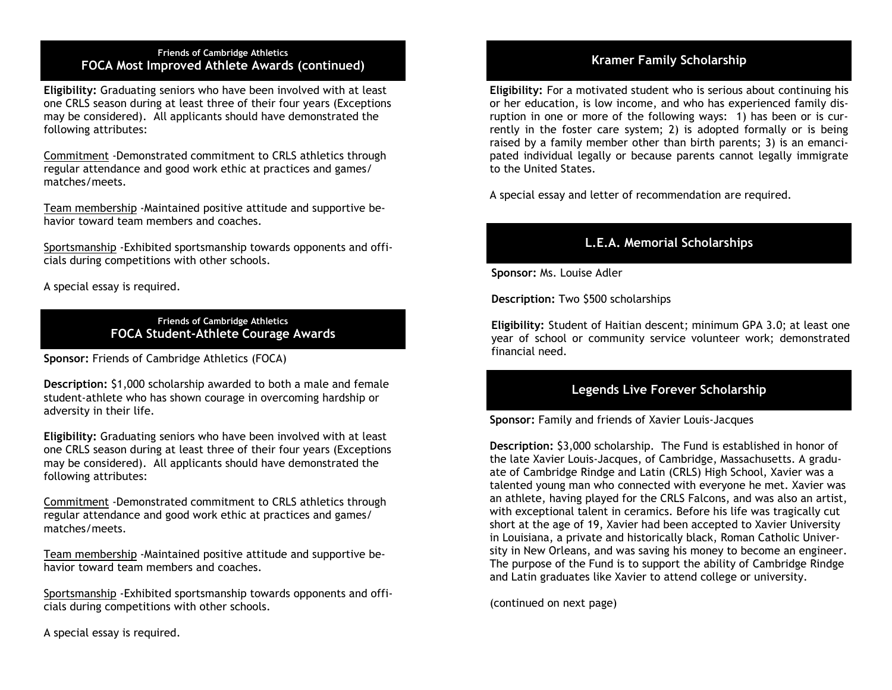## Friends of Cambridge Athletics
## FOCA Most Improved Athlete Awards (continued)

**Eligibility:** Graduating seniors who have been involved with at least one CRLS season during at least three of their four years (Exceptions may be considered). All applicants should have demonstrated the following attributes:

Commitment -Demonstrated commitment to CRLS athletics through regular attendance and good work ethic at practices and games/ matches/meets.

Team membership -Maintained positive attitude and supportive behavior toward team members and coaches.

Sportsmanship -Exhibited sportsmanship towards opponents and officials during competitions with other schools.

A special essay is required.

## Friends of Cambridge Athletics
## FOCA Student-Athlete Courage Awards

**Sponsor:** Friends of Cambridge Athletics (FOCA)

**Description:** $1,000 scholarship awarded to both a male and female student-athlete who has shown courage in overcoming hardship or adversity in their life.

**Eligibility:** Graduating seniors who have been involved with at least one CRLS season during at least three of their four years (Exceptions may be considered). All applicants should have demonstrated the following attributes:

Commitment -Demonstrated commitment to CRLS athletics through regular attendance and good work ethic at practices and games/ matches/meets.

Team membership -Maintained positive attitude and supportive behavior toward team members and coaches.

Sportsmanship -Exhibited sportsmanship towards opponents and officials during competitions with other schools.

A special essay is required.

## Kramer Family Scholarship

**Eligibility:** For a motivated student who is serious about continuing his or her education, is low income, and who has experienced family disruption in one or more of the following ways: 1) has been or is currently in the foster care system; 2) is adopted formally or is being raised by a family member other than birth parents; 3) is an emancipated individual legally or because parents cannot legally immigrate to the United States.

A special essay and letter of recommendation are required.

## L.E.A. Memorial Scholarships

**Sponsor:** Ms. Louise Adler

**Description:** Two $500 scholarships

**Eligibility:** Student of Haitian descent; minimum GPA 3.0; at least one year of school or community service volunteer work; demonstrated financial need.

## Legends Live Forever Scholarship

**Sponsor:** Family and friends of Xavier Louis-Jacques

**Description:** $3,000 scholarship. The Fund is established in honor of the late Xavier Louis-Jacques, of Cambridge, Massachusetts. A graduate of Cambridge Rindge and Latin (CRLS) High School, Xavier was a talented young man who connected with everyone he met. Xavier was an athlete, having played for the CRLS Falcons, and was also an artist, with exceptional talent in ceramics. Before his life was tragically cut short at the age of 19, Xavier had been accepted to Xavier University in Louisiana, a private and historically black, Roman Catholic University in New Orleans, and was saving his money to become an engineer. The purpose of the Fund is to support the ability of Cambridge Rindge and Latin graduates like Xavier to attend college or university.

(continued on next page)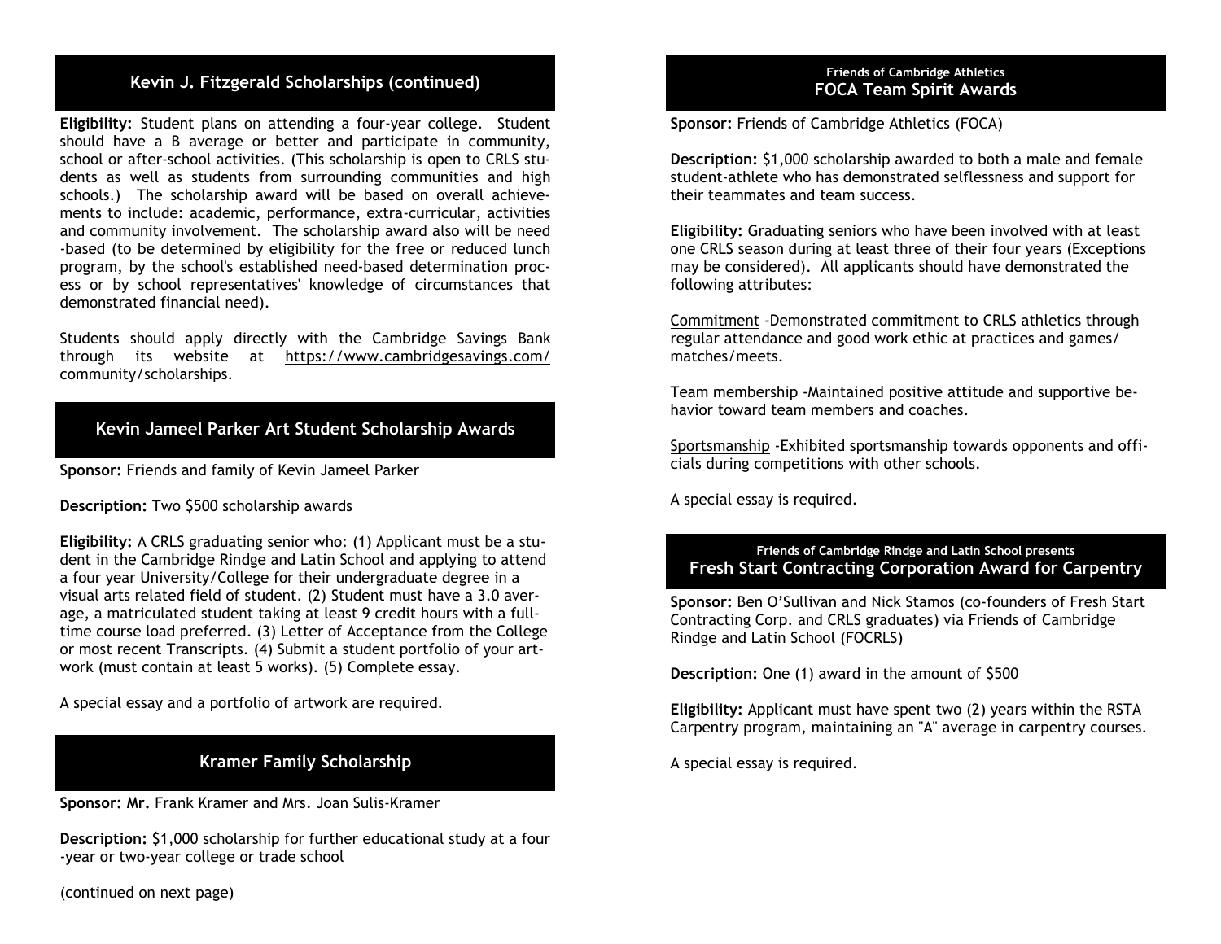## Kevin J. Fitzgerald Scholarships (continued)

**Eligibility:** Student plans on attending a four-year college. Student should have a B average or better and participate in community, school or after-school activities. (This scholarship is open to CRLS students as well as students from surrounding communities and high schools.) The scholarship award will be based on overall achievements to include: academic, performance, extra-curricular, activities and community involvement. The scholarship award also will be need-based (to be determined by eligibility for the free or reduced lunch program, by the school's established need-based determination process or by school representatives' knowledge of circumstances that demonstrated financial need).

Students should apply directly with the Cambridge Savings Bank through its website at https://www.cambridgesavings.com/community/scholarships.

## Kevin Jameel Parker Art Student Scholarship Awards

**Sponsor:** Friends and family of Kevin Jameel Parker

**Description:** Two $500 scholarship awards

**Eligibility:** A CRLS graduating senior who: (1) Applicant must be a student in the Cambridge Rindge and Latin School and applying to attend a four year University/College for their undergraduate degree in a visual arts related field of student. (2) Student must have a 3.0 average, a matriculated student taking at least 9 credit hours with a full-time course load preferred. (3) Letter of Acceptance from the College or most recent Transcripts. (4) Submit a student portfolio of your artwork (must contain at least 5 works). (5) Complete essay.

A special essay and a portfolio of artwork are required.

## Kramer Family Scholarship

**Sponsor: Mr.** Frank Kramer and Mrs. Joan Sulis-Kramer

**Description:** $1,000 scholarship for further educational study at a four-year or two-year college or trade school

(continued on next page)

## Friends of Cambridge Athletics
## FOCA Team Spirit Awards

**Sponsor:** Friends of Cambridge Athletics (FOCA)

**Description:** $1,000 scholarship awarded to both a male and female student-athlete who has demonstrated selflessness and support for their teammates and team success.

**Eligibility:** Graduating seniors who have been involved with at least one CRLS season during at least three of their four years (Exceptions may be considered). All applicants should have demonstrated the following attributes:

Commitment -Demonstrated commitment to CRLS athletics through regular attendance and good work ethic at practices and games/matches/meets.

Team membership -Maintained positive attitude and supportive behavior toward team members and coaches.

Sportsmanship -Exhibited sportsmanship towards opponents and officials during competitions with other schools.

A special essay is required.

## Friends of Cambridge Rindge and Latin School presents
## Fresh Start Contracting Corporation Award for Carpentry

**Sponsor:** Ben O'Sullivan and Nick Stamos (co-founders of Fresh Start Contracting Corp. and CRLS graduates) via Friends of Cambridge Rindge and Latin School (FOCRLS)

**Description:** One (1) award in the amount of $500

**Eligibility:** Applicant must have spent two (2) years within the RSTA Carpentry program, maintaining an "A" average in carpentry courses.

A special essay is required.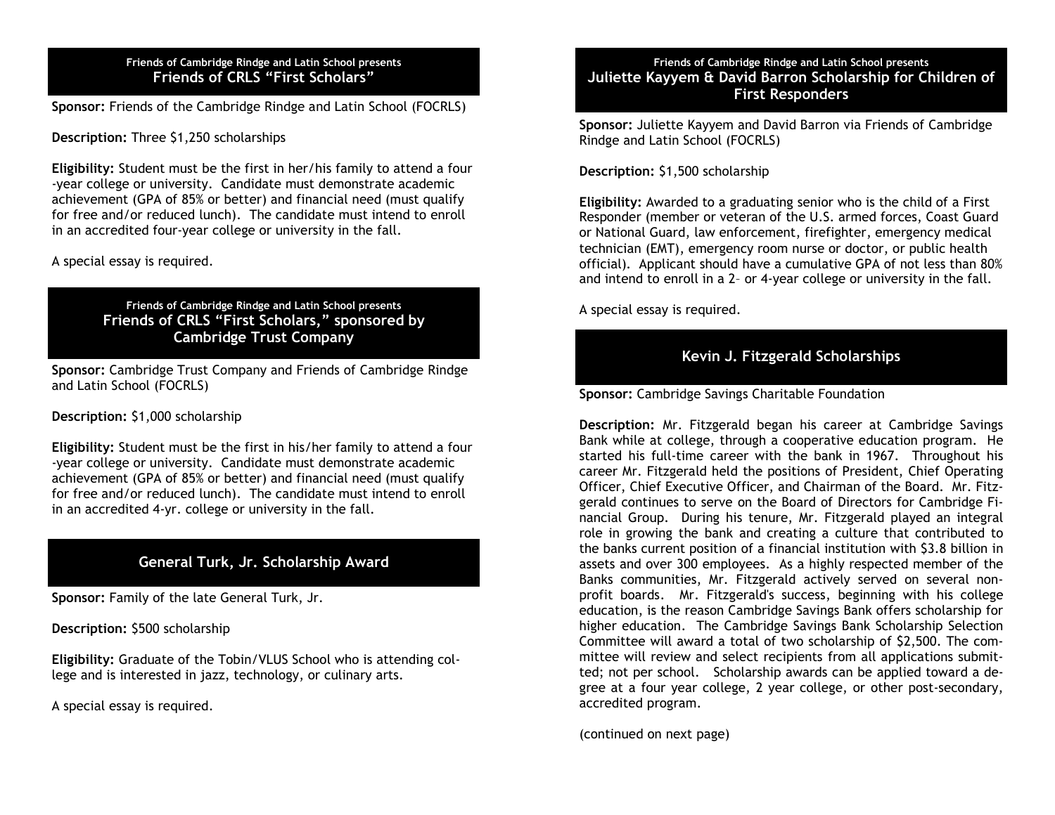Friends of Cambridge Rindge and Latin School presents

## Friends of CRLS "First Scholars"

**Sponsor:** Friends of the Cambridge Rindge and Latin School (FOCRLS)

**Description:** Three $1,250 scholarships

**Eligibility:** Student must be the first in her/his family to attend a four-year college or university. Candidate must demonstrate academic achievement (GPA of 85% or better) and financial need (must qualify for free and/or reduced lunch). The candidate must intend to enroll in an accredited four-year college or university in the fall.

A special essay is required.

Friends of Cambridge Rindge and Latin School presents

## Friends of CRLS "First Scholars," sponsored by Cambridge Trust Company

**Sponsor:** Cambridge Trust Company and Friends of Cambridge Rindge and Latin School (FOCRLS)

**Description:** $1,000 scholarship

**Eligibility:** Student must be the first in his/her family to attend a four-year college or university. Candidate must demonstrate academic achievement (GPA of 85% or better) and financial need (must qualify for free and/or reduced lunch). The candidate must intend to enroll in an accredited 4-yr. college or university in the fall.

## General Turk, Jr. Scholarship Award

**Sponsor:** Family of the late General Turk, Jr.

**Description:** $500 scholarship

**Eligibility:** Graduate of the Tobin/VLUS School who is attending college and is interested in jazz, technology, or culinary arts.

A special essay is required.

Friends of Cambridge Rindge and Latin School presents

## Juliette Kayyem & David Barron Scholarship for Children of First Responders

**Sponsor:** Juliette Kayyem and David Barron via Friends of Cambridge Rindge and Latin School (FOCRLS)

**Description:** $1,500 scholarship

**Eligibility:** Awarded to a graduating senior who is the child of a First Responder (member or veteran of the U.S. armed forces, Coast Guard or National Guard, law enforcement, firefighter, emergency medical technician (EMT), emergency room nurse or doctor, or public health official). Applicant should have a cumulative GPA of not less than 80% and intend to enroll in a 2– or 4-year college or university in the fall.

A special essay is required.

## Kevin J. Fitzgerald Scholarships

**Sponsor:** Cambridge Savings Charitable Foundation

**Description:** Mr. Fitzgerald began his career at Cambridge Savings Bank while at college, through a cooperative education program. He started his full-time career with the bank in 1967. Throughout his career Mr. Fitzgerald held the positions of President, Chief Operating Officer, Chief Executive Officer, and Chairman of the Board. Mr. Fitzgerald continues to serve on the Board of Directors for Cambridge Financial Group. During his tenure, Mr. Fitzgerald played an integral role in growing the bank and creating a culture that contributed to the banks current position of a financial institution with $3.8 billion in assets and over 300 employees. As a highly respected member of the Banks communities, Mr. Fitzgerald actively served on several non-profit boards. Mr. Fitzgerald's success, beginning with his college education, is the reason Cambridge Savings Bank offers scholarship for higher education. The Cambridge Savings Bank Scholarship Selection Committee will award a total of two scholarship of $2,500. The committee will review and select recipients from all applications submitted; not per school. Scholarship awards can be applied toward a degree at a four year college, 2 year college, or other post-secondary, accredited program.

(continued on next page)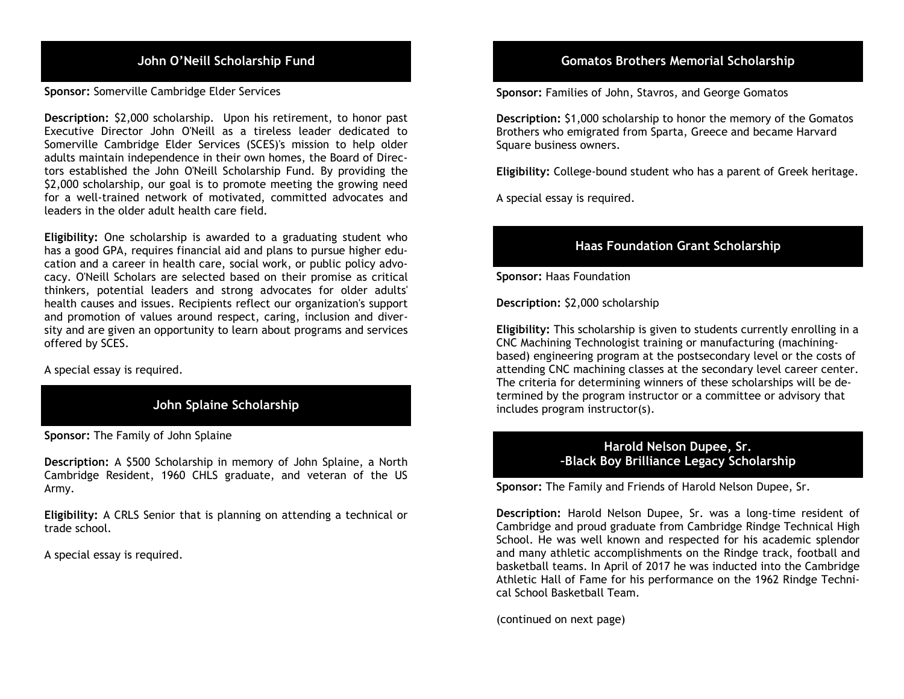## John O'Neill Scholarship Fund

**Sponsor:** Somerville Cambridge Elder Services

**Description:** $2,000 scholarship. Upon his retirement, to honor past Executive Director John O'Neill as a tireless leader dedicated to Somerville Cambridge Elder Services (SCES)'s mission to help older adults maintain independence in their own homes, the Board of Directors established the John O'Neill Scholarship Fund. By providing the $2,000 scholarship, our goal is to promote meeting the growing need for a well-trained network of motivated, committed advocates and leaders in the older adult health care field.

**Eligibility:** One scholarship is awarded to a graduating student who has a good GPA, requires financial aid and plans to pursue higher education and a career in health care, social work, or public policy advocacy. O'Neill Scholars are selected based on their promise as critical thinkers, potential leaders and strong advocates for older adults' health causes and issues. Recipients reflect our organization's support and promotion of values around respect, caring, inclusion and diversity and are given an opportunity to learn about programs and services offered by SCES.

A special essay is required.

## John Splaine Scholarship

**Sponsor:** The Family of John Splaine

**Description:** A $500 Scholarship in memory of John Splaine, a North Cambridge Resident, 1960 CHLS graduate, and veteran of the US Army.

**Eligibility:** A CRLS Senior that is planning on attending a technical or trade school.

A special essay is required.

## Gomatos Brothers Memorial Scholarship

**Sponsor:** Families of John, Stavros, and George Gomatos

**Description:** $1,000 scholarship to honor the memory of the Gomatos Brothers who emigrated from Sparta, Greece and became Harvard Square business owners.

**Eligibility:** College-bound student who has a parent of Greek heritage.

A special essay is required.

## Haas Foundation Grant Scholarship

**Sponsor:** Haas Foundation

**Description:** $2,000 scholarship

**Eligibility:** This scholarship is given to students currently enrolling in a CNC Machining Technologist training or manufacturing (machining-based) engineering program at the postsecondary level or the costs of attending CNC machining classes at the secondary level career center. The criteria for determining winners of these scholarships will be determined by the program instructor or a committee or advisory that includes program instructor(s).

## Harold Nelson Dupee, Sr. -Black Boy Brilliance Legacy Scholarship

**Sponsor:** The Family and Friends of Harold Nelson Dupee, Sr.

**Description:** Harold Nelson Dupee, Sr. was a long-time resident of Cambridge and proud graduate from Cambridge Rindge Technical High School. He was well known and respected for his academic splendor and many athletic accomplishments on the Rindge track, football and basketball teams. In April of 2017 he was inducted into the Cambridge Athletic Hall of Fame for his performance on the 1962 Rindge Technical School Basketball Team.

(continued on next page)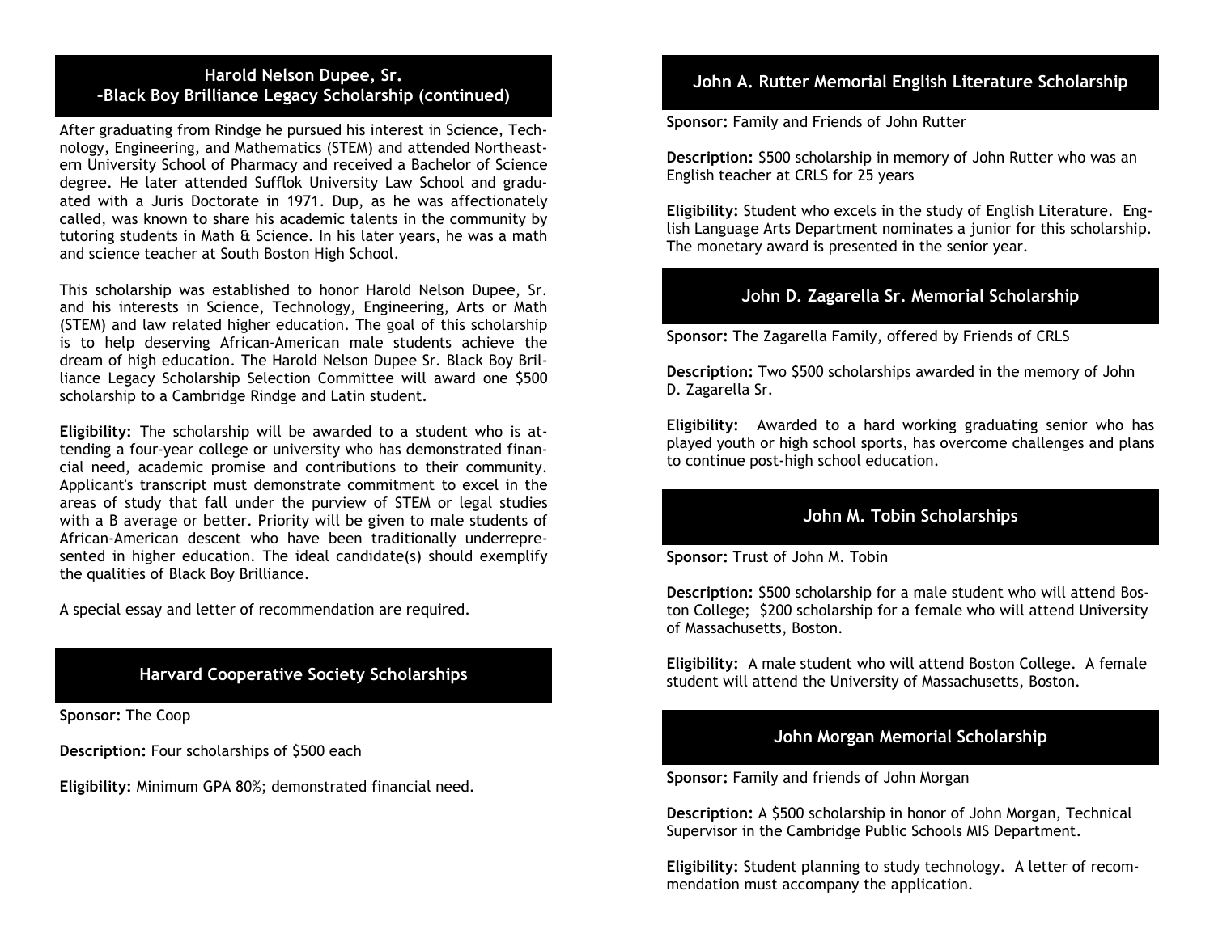## Harold Nelson Dupee, Sr. –Black Boy Brilliance Legacy Scholarship (continued)

After graduating from Rindge he pursued his interest in Science, Technology, Engineering, and Mathematics (STEM) and attended Northeastern University School of Pharmacy and received a Bachelor of Science degree. He later attended Sufflok University Law School and graduated with a Juris Doctorate in 1971. Dup, as he was affectionately called, was known to share his academic talents in the community by tutoring students in Math & Science. In his later years, he was a math and science teacher at South Boston High School.

This scholarship was established to honor Harold Nelson Dupee, Sr. and his interests in Science, Technology, Engineering, Arts or Math (STEM) and law related higher education. The goal of this scholarship is to help deserving African-American male students achieve the dream of high education. The Harold Nelson Dupee Sr. Black Boy Brilliance Legacy Scholarship Selection Committee will award one $500 scholarship to a Cambridge Rindge and Latin student.

**Eligibility:** The scholarship will be awarded to a student who is attending a four-year college or university who has demonstrated financial need, academic promise and contributions to their community. Applicant's transcript must demonstrate commitment to excel in the areas of study that fall under the purview of STEM or legal studies with a B average or better. Priority will be given to male students of African-American descent who have been traditionally underrepresented in higher education. The ideal candidate(s) should exemplify the qualities of Black Boy Brilliance.

A special essay and letter of recommendation are required.

## Harvard Cooperative Society Scholarships

**Sponsor:** The Coop

**Description:** Four scholarships of $500 each

**Eligibility:** Minimum GPA 80%; demonstrated financial need.

## John A. Rutter Memorial English Literature Scholarship

**Sponsor:** Family and Friends of John Rutter

**Description:** $500 scholarship in memory of John Rutter who was an English teacher at CRLS for 25 years

**Eligibility:** Student who excels in the study of English Literature. English Language Arts Department nominates a junior for this scholarship. The monetary award is presented in the senior year.

## John D. Zagarella Sr. Memorial Scholarship

**Sponsor:** The Zagarella Family, offered by Friends of CRLS

**Description:** Two $500 scholarships awarded in the memory of John D. Zagarella Sr.

**Eligibility:** Awarded to a hard working graduating senior who has played youth or high school sports, has overcome challenges and plans to continue post-high school education.

## John M. Tobin Scholarships

**Sponsor:** Trust of John M. Tobin

**Description:** $500 scholarship for a male student who will attend Boston College; $200 scholarship for a female who will attend University of Massachusetts, Boston.

**Eligibility:** A male student who will attend Boston College. A female student will attend the University of Massachusetts, Boston.

## John Morgan Memorial Scholarship

**Sponsor:** Family and friends of John Morgan

**Description:** A $500 scholarship in honor of John Morgan, Technical Supervisor in the Cambridge Public Schools MIS Department.

**Eligibility:** Student planning to study technology. A letter of recommendation must accompany the application.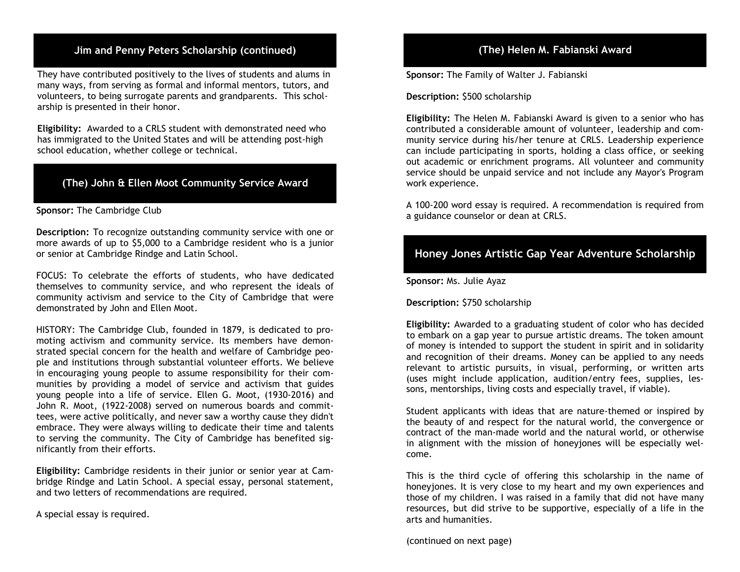## Jim and Penny Peters Scholarship (continued)

They have contributed positively to the lives of students and alums in many ways, from serving as formal and informal mentors, tutors, and volunteers, to being surrogate parents and grandparents. This scholarship is presented in their honor.

**Eligibility:** Awarded to a CRLS student with demonstrated need who has immigrated to the United States and will be attending post-high school education, whether college or technical.

## (The) John & Ellen Moot Community Service Award

**Sponsor:** The Cambridge Club

**Description:** To recognize outstanding community service with one or more awards of up to $5,000 to a Cambridge resident who is a junior or senior at Cambridge Rindge and Latin School.

FOCUS: To celebrate the efforts of students, who have dedicated themselves to community service, and who represent the ideals of community activism and service to the City of Cambridge that were demonstrated by John and Ellen Moot.

HISTORY: The Cambridge Club, founded in 1879, is dedicated to promoting activism and community service. Its members have demonstrated special concern for the health and welfare of Cambridge people and institutions through substantial volunteer efforts. We believe in encouraging young people to assume responsibility for their communities by providing a model of service and activism that guides young people into a life of service. Ellen G. Moot, (1930-2016) and John R. Moot, (1922-2008) served on numerous boards and committees, were active politically, and never saw a worthy cause they didn't embrace. They were always willing to dedicate their time and talents to serving the community. The City of Cambridge has benefited significantly from their efforts.

**Eligibility:** Cambridge residents in their junior or senior year at Cambridge Rindge and Latin School. A special essay, personal statement, and two letters of recommendations are required.

A special essay is required.

## (The) Helen M. Fabianski Award

**Sponsor:** The Family of Walter J. Fabianski

**Description:** $500 scholarship

**Eligibility:** The Helen M. Fabianski Award is given to a senior who has contributed a considerable amount of volunteer, leadership and community service during his/her tenure at CRLS. Leadership experience can include participating in sports, holding a class office, or seeking out academic or enrichment programs. All volunteer and community service should be unpaid service and not include any Mayor's Program work experience.

A 100-200 word essay is required. A recommendation is required from a guidance counselor or dean at CRLS.

## Honey Jones Artistic Gap Year Adventure Scholarship

**Sponsor:** Ms. Julie Ayaz

**Description:** $750 scholarship

**Eligibility:** Awarded to a graduating student of color who has decided to embark on a gap year to pursue artistic dreams. The token amount of money is intended to support the student in spirit and in solidarity and recognition of their dreams. Money can be applied to any needs relevant to artistic pursuits, in visual, performing, or written arts (uses might include application, audition/entry fees, supplies, lessons, mentorships, living costs and especially travel, if viable).

Student applicants with ideas that are nature-themed or inspired by the beauty of and respect for the natural world, the convergence or contract of the man-made world and the natural world, or otherwise in alignment with the mission of honeyjones will be especially welcome.

This is the third cycle of offering this scholarship in the name of honeyjones. It is very close to my heart and my own experiences and those of my children. I was raised in a family that did not have many resources, but did strive to be supportive, especially of a life in the arts and humanities.

(continued on next page)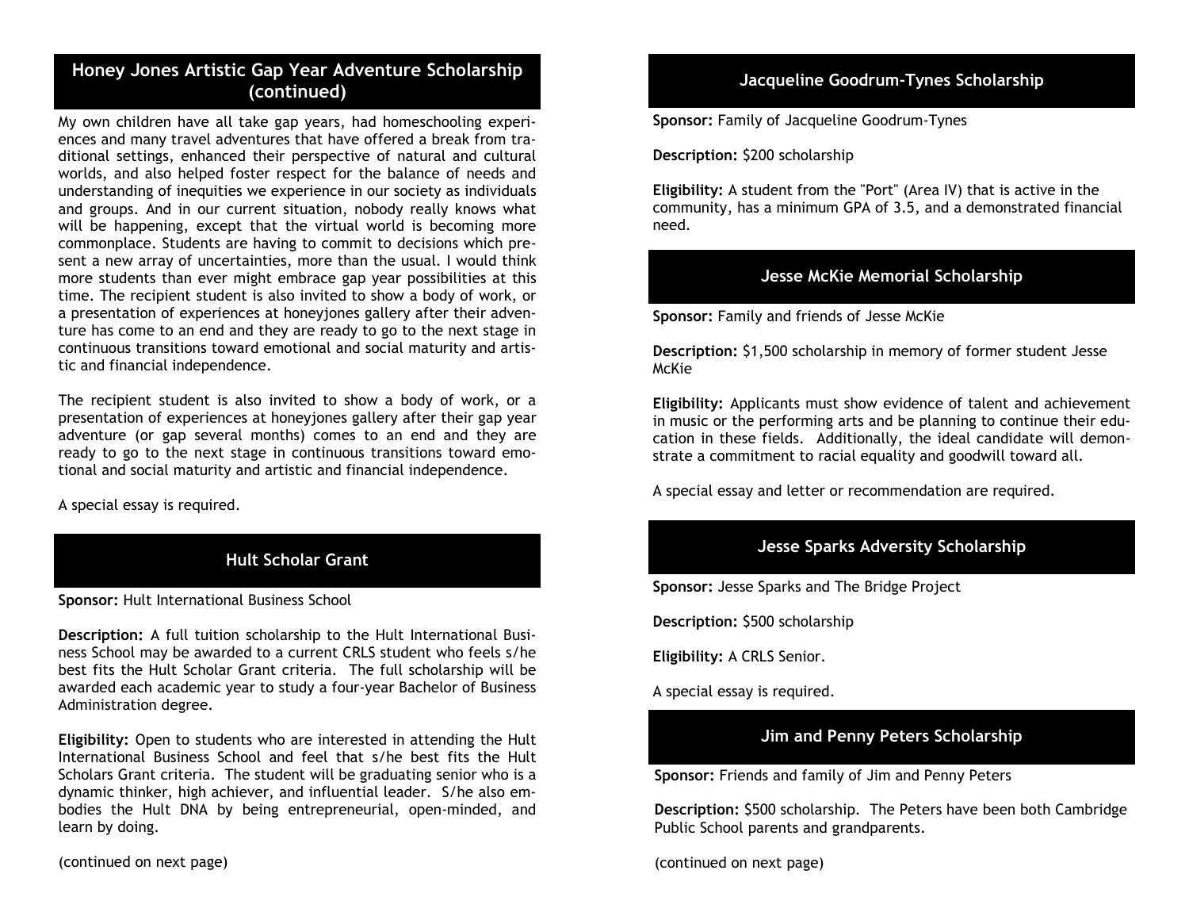## Honey Jones Artistic Gap Year Adventure Scholarship (continued)

My own children have all take gap years, had homeschooling experiences and many travel adventures that have offered a break from traditional settings, enhanced their perspective of natural and cultural worlds, and also helped foster respect for the balance of needs and understanding of inequities we experience in our society as individuals and groups. And in our current situation, nobody really knows what will be happening, except that the virtual world is becoming more commonplace. Students are having to commit to decisions which present a new array of uncertainties, more than the usual. I would think more students than ever might embrace gap year possibilities at this time. The recipient student is also invited to show a body of work, or a presentation of experiences at honeyjones gallery after their adventure has come to an end and they are ready to go to the next stage in continuous transitions toward emotional and social maturity and artistic and financial independence.

The recipient student is also invited to show a body of work, or a presentation of experiences at honeyjones gallery after their gap year adventure (or gap several months) comes to an end and they are ready to go to the next stage in continuous transitions toward emotional and social maturity and artistic and financial independence.

A special essay is required.

## Hult Scholar Grant

**Sponsor:** Hult International Business School

**Description:** A full tuition scholarship to the Hult International Business School may be awarded to a current CRLS student who feels s/he best fits the Hult Scholar Grant criteria. The full scholarship will be awarded each academic year to study a four-year Bachelor of Business Administration degree.

**Eligibility:** Open to students who are interested in attending the Hult International Business School and feel that s/he best fits the Hult Scholars Grant criteria. The student will be graduating senior who is a dynamic thinker, high achiever, and influential leader. S/he also embodies the Hult DNA by being entrepreneurial, open-minded, and learn by doing.

(continued on next page)

## Jacqueline Goodrum-Tynes Scholarship

**Sponsor:** Family of Jacqueline Goodrum-Tynes

**Description:** $200 scholarship

**Eligibility:** A student from the "Port" (Area IV) that is active in the community, has a minimum GPA of 3.5, and a demonstrated financial need.

## Jesse McKie Memorial Scholarship

**Sponsor:** Family and friends of Jesse McKie

**Description:** $1,500 scholarship in memory of former student Jesse McKie

**Eligibility:** Applicants must show evidence of talent and achievement in music or the performing arts and be planning to continue their education in these fields. Additionally, the ideal candidate will demonstrate a commitment to racial equality and goodwill toward all.

A special essay and letter or recommendation are required.

## Jesse Sparks Adversity Scholarship

**Sponsor:** Jesse Sparks and The Bridge Project

**Description:** $500 scholarship

**Eligibility:** A CRLS Senior.

A special essay is required.

## Jim and Penny Peters Scholarship

**Sponsor:** Friends and family of Jim and Penny Peters

**Description:** $500 scholarship. The Peters have been both Cambridge Public School parents and grandparents.

(continued on next page)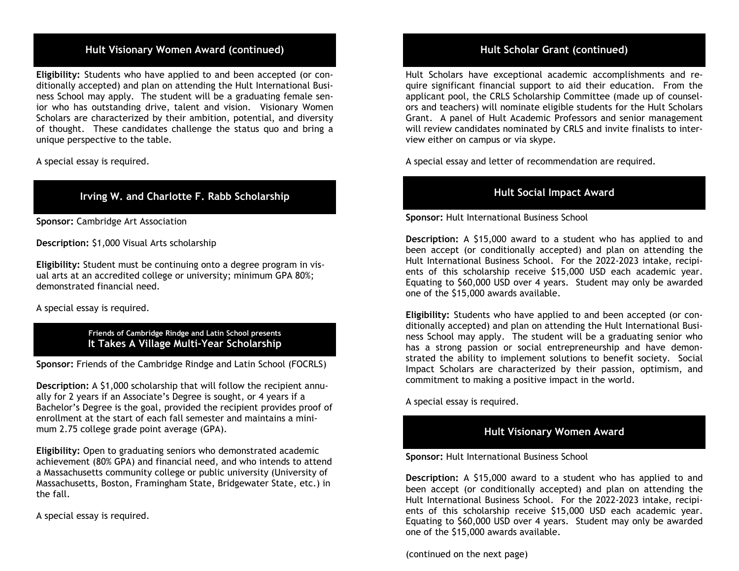## Hult Visionary Women Award (continued)

**Eligibility:** Students who have applied to and been accepted (or conditionally accepted) and plan on attending the Hult International Business School may apply. The student will be a graduating female senior who has outstanding drive, talent and vision. Visionary Women Scholars are characterized by their ambition, potential, and diversity of thought. These candidates challenge the status quo and bring a unique perspective to the table.

A special essay is required.

## Irving W. and Charlotte F. Rabb Scholarship

**Sponsor:** Cambridge Art Association

**Description:** $1,000 Visual Arts scholarship

**Eligibility:** Student must be continuing onto a degree program in visual arts at an accredited college or university; minimum GPA 80%; demonstrated financial need.

A special essay is required.

## Friends of Cambridge Rindge and Latin School presents It Takes A Village Multi-Year Scholarship

**Sponsor:** Friends of the Cambridge Rindge and Latin School (FOCRLS)

**Description:** A $1,000 scholarship that will follow the recipient annually for 2 years if an Associate's Degree is sought, or 4 years if a Bachelor's Degree is the goal, provided the recipient provides proof of enrollment at the start of each fall semester and maintains a minimum 2.75 college grade point average (GPA).

**Eligibility:** Open to graduating seniors who demonstrated academic achievement (80% GPA) and financial need, and who intends to attend a Massachusetts community college or public university (University of Massachusetts, Boston, Framingham State, Bridgewater State, etc.) in the fall.

A special essay is required.

## Hult Scholar Grant (continued)

Hult Scholars have exceptional academic accomplishments and require significant financial support to aid their education. From the applicant pool, the CRLS Scholarship Committee (made up of counselors and teachers) will nominate eligible students for the Hult Scholars Grant. A panel of Hult Academic Professors and senior management will review candidates nominated by CRLS and invite finalists to interview either on campus or via skype.

A special essay and letter of recommendation are required.

## Hult Social Impact Award

**Sponsor:** Hult International Business School

**Description:** A $15,000 award to a student who has applied to and been accept (or conditionally accepted) and plan on attending the Hult International Business School. For the 2022-2023 intake, recipients of this scholarship receive $15,000 USD each academic year. Equating to $60,000 USD over 4 years. Student may only be awarded one of the $15,000 awards available.

**Eligibility:** Students who have applied to and been accepted (or conditionally accepted) and plan on attending the Hult International Business School may apply. The student will be a graduating senior who has a strong passion or social entrepreneurship and have demonstrated the ability to implement solutions to benefit society. Social Impact Scholars are characterized by their passion, optimism, and commitment to making a positive impact in the world.

A special essay is required.

## Hult Visionary Women Award

**Sponsor:** Hult International Business School

**Description:** A $15,000 award to a student who has applied to and been accept (or conditionally accepted) and plan on attending the Hult International Business School. For the 2022-2023 intake, recipients of this scholarship receive $15,000 USD each academic year. Equating to $60,000 USD over 4 years. Student may only be awarded one of the $15,000 awards available.

(continued on the next page)